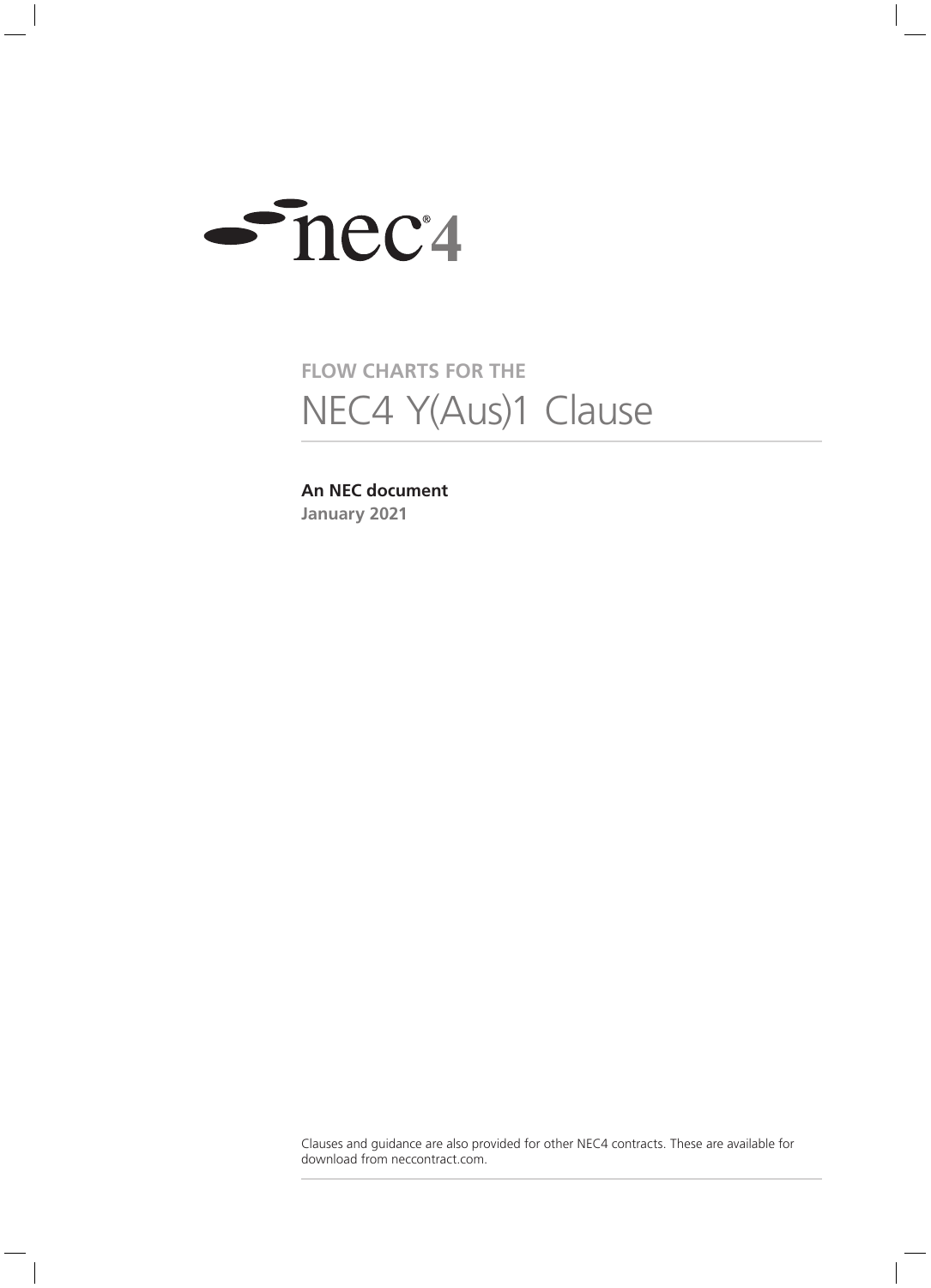nec4

**FLOW CHARTS FOR THE**

# NEC4 Y(Aus)1 Clause

**An NEC document**
**January 2021**

Clauses and guidance are also provided for other NEC4 contracts. These are available for download from neccontract.com.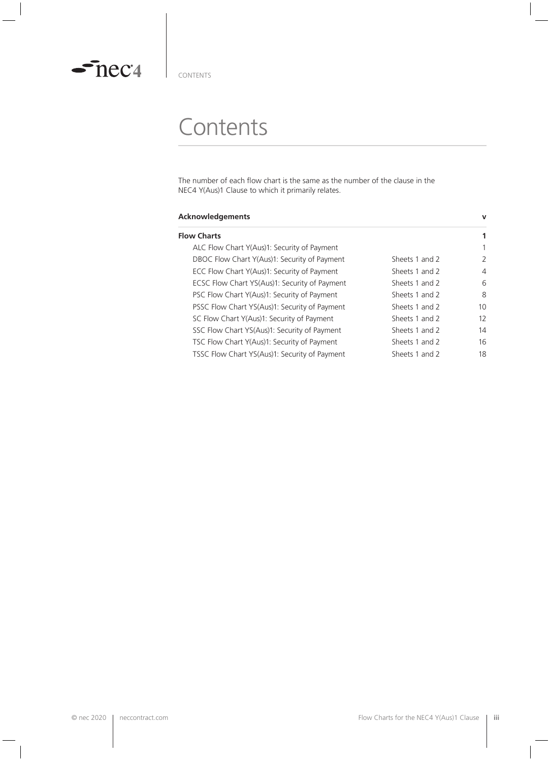# Contents

The number of each flow chart is the same as the number of the clause in the NEC4 Y(Aus)1 Clause to which it primarily relates.

| | | |
|---|---|---|
| **Acknowledgements** | | **v** |
| **Flow Charts** | | **1** |
| ALC Flow Chart Y(Aus)1: Security of Payment | | 1 |
| DBOC Flow Chart Y(Aus)1: Security of Payment | Sheets 1 and 2 | 2 |
| ECC Flow Chart Y(Aus)1: Security of Payment | Sheets 1 and 2 | 4 |
| ECSC Flow Chart YS(Aus)1: Security of Payment | Sheets 1 and 2 | 6 |
| PSC Flow Chart Y(Aus)1: Security of Payment | Sheets 1 and 2 | 8 |
| PSSC Flow Chart YS(Aus)1: Security of Payment | Sheets 1 and 2 | 10 |
| SC Flow Chart Y(Aus)1: Security of Payment | Sheets 1 and 2 | 12 |
| SSC Flow Chart YS(Aus)1: Security of Payment | Sheets 1 and 2 | 14 |
| TSC Flow Chart Y(Aus)1: Security of Payment | Sheets 1 and 2 | 16 |
| TSSC Flow Chart YS(Aus)1: Security of Payment | Sheets 1 and 2 | 18 |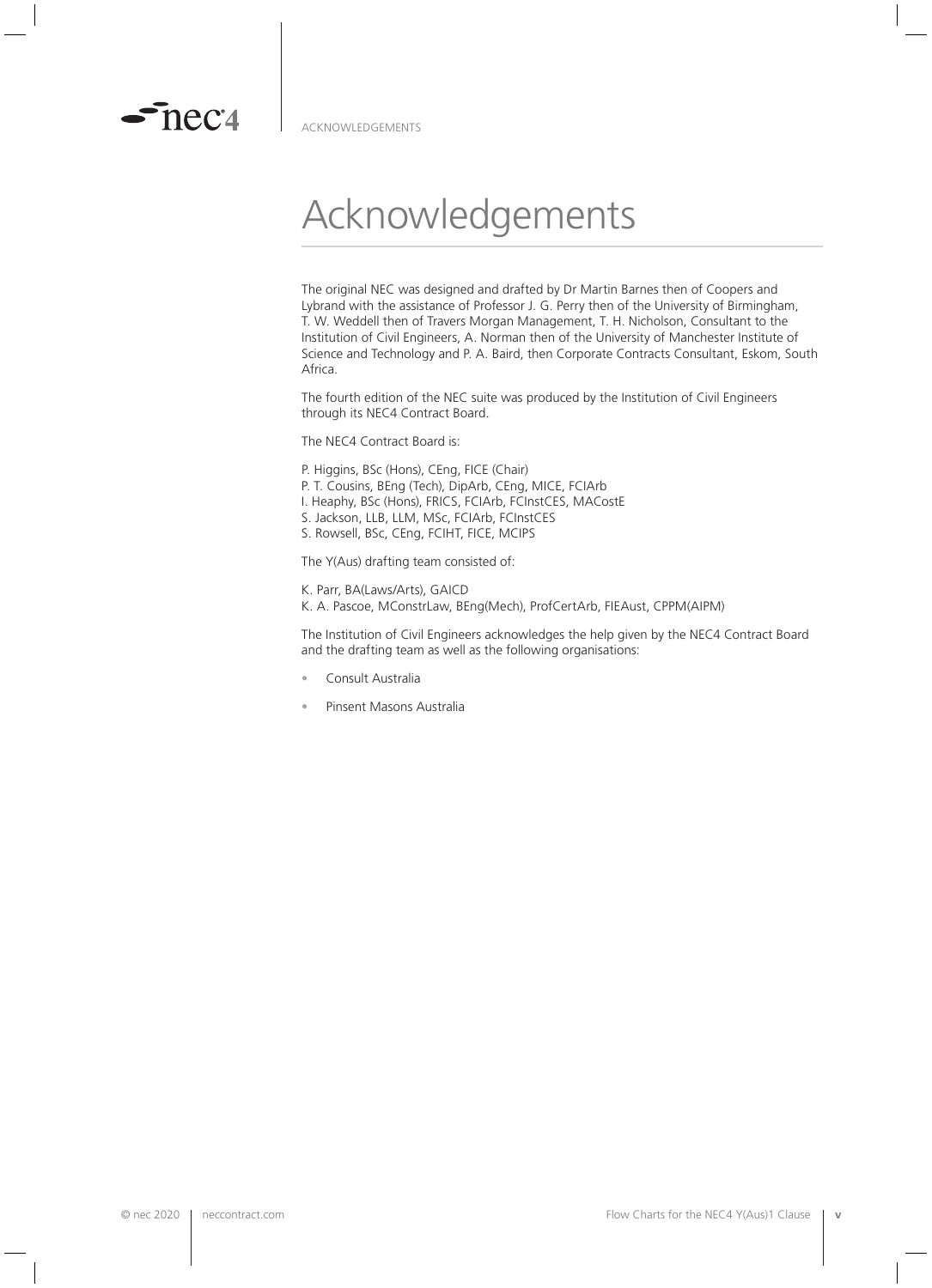# Acknowledgements

The original NEC was designed and drafted by Dr Martin Barnes then of Coopers and Lybrand with the assistance of Professor J. G. Perry then of the University of Birmingham, T. W. Weddell then of Travers Morgan Management, T. H. Nicholson, Consultant to the Institution of Civil Engineers, A. Norman then of the University of Manchester Institute of Science and Technology and P. A. Baird, then Corporate Contracts Consultant, Eskom, South Africa.

The fourth edition of the NEC suite was produced by the Institution of Civil Engineers through its NEC4 Contract Board.

The NEC4 Contract Board is:

P. Higgins, BSc (Hons), CEng, FICE (Chair)
P. T. Cousins, BEng (Tech), DipArb, CEng, MICE, FCIArb
I. Heaphy, BSc (Hons), FRICS, FCIArb, FCInstCES, MACostE
S. Jackson, LLB, LLM, MSc, FCIArb, FCInstCES
S. Rowsell, BSc, CEng, FCIHT, FICE, MCIPS

The Y(Aus) drafting team consisted of:

K. Parr, BA(Laws/Arts), GAICD
K. A. Pascoe, MConstrLaw, BEng(Mech), ProfCertArb, FIEAust, CPPM(AIPM)

The Institution of Civil Engineers acknowledges the help given by the NEC4 Contract Board and the drafting team as well as the following organisations:

- Consult Australia
- Pinsent Masons Australia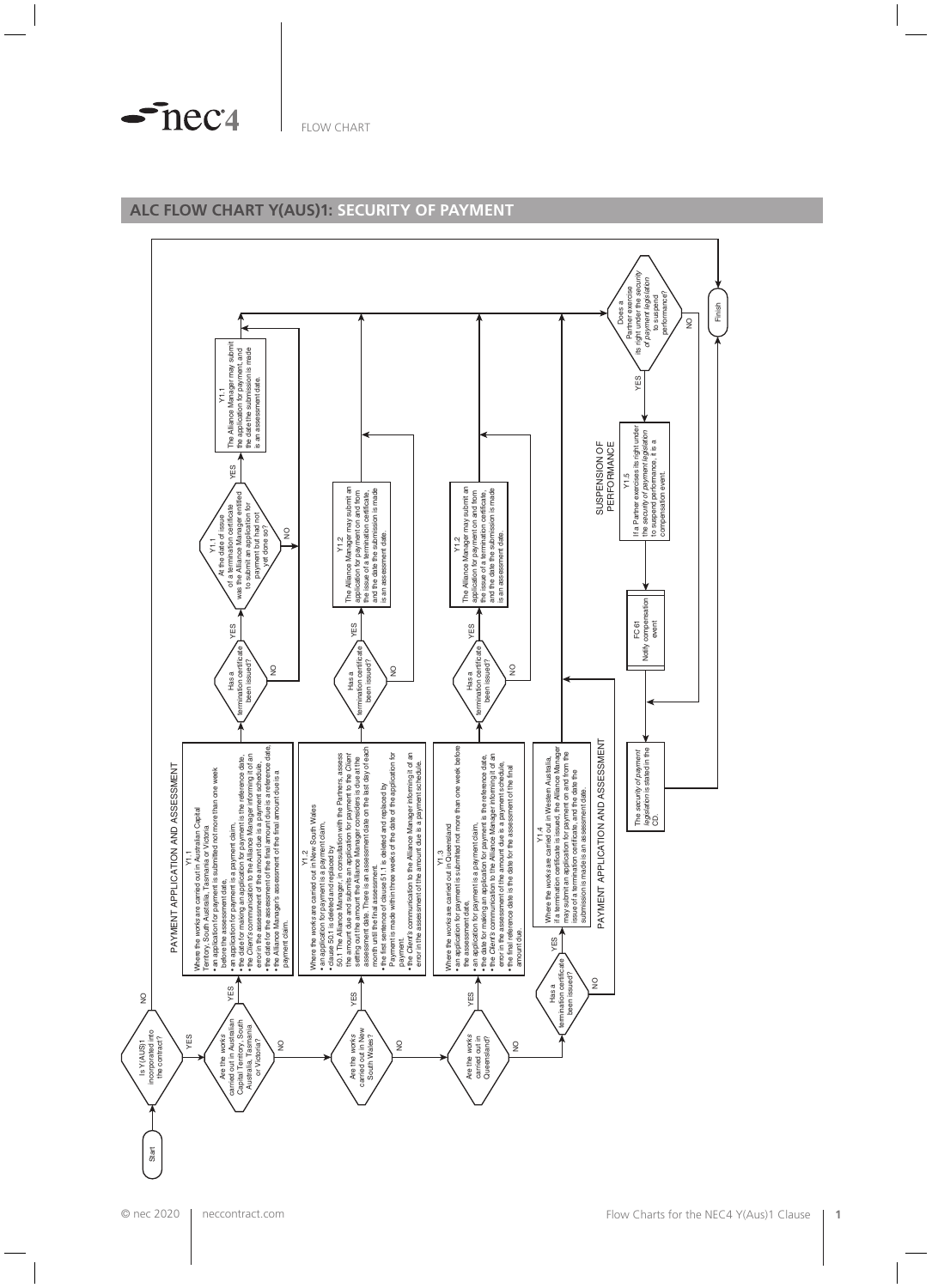# ALC FLOW CHART Y(AUS)1: SECURITY OF PAYMENT

Start

Is Y(AUS)1 incorporated into the contract?

YES

NO

Are the *works* carried out in Australian Capital Territory, South Australia, Tasmania or Victoria?

YES

NO

PAYMENT APPLICATION AND ASSESSMENT

Y1.1

Where the *works* are carried out in Australian Capital Territory, South Australia, Tasmania or Victoria
- an application for payment is submitted not more than one week before the assessment date,
- an application for payment is a payment claim,
- the date for making an application for payment is the reference date,
- the *Client's* communication to the Alliance Manager informing it of an error in the assessment of the amount due is a payment schedule,
- the date for the assessment of the final amount due is a reference date,
- the Alliance Manager's assessment of the final amount due is a payment claim.

Has a termination certificate been issued?

YES

NO

Y1.1

At the date of issue of a termination certificate was the Alliance Manager entitled to submit an application for payment but had not yet done so?

YES

NO

Y1.1

The Alliance Manager may submit the application for payment, and the date the submission is made is an assessment date.

Are the *works* carried out in New South Wales?

YES

NO

Y1.2

Where the *works* are carried out in New South Wales
- an application for payment is a payment claim,
- clause 50.1 is deleted and replaced by
50.1 The Alliance Manager, in consultation with the Partners, assess the amount due and submits an application for payment to the *Client* setting out the amount the Alliance Manager considers is due at the assessment date. There is an assessment date on the last day of each month until the final assessment.
- the first sentence of clause 51.1 is deleted and replaced by
Payment is made within three weeks of the date of the application for payment.
- the *Client's* communication to the Alliance Manager informing it of an error in the assessment of the amount due is a payment schedule.

Has a termination certificate been issued?

YES

NO

Y1.2

The Alliance Manager may submit an application for payment on and from the issue of a termination certificate, and the date the submission is made is an assessment date.

Are the *works* carried out in Queensland?

YES

NO

Y1.3

Where the *works* are carried out in Queensland
- an application for payment is submitted not more than one week before the assessment date,
- an application for payment is a payment claim,
- the date for making an application for payment is the reference date,
- the *Client's* communication to the Alliance Manager informing it of an error in the assessment of the amount due is a payment schedule,
- the final reference date is the date for the assessment of the final amount due.

Has a termination certificate been issued?

YES

NO

Y1.2

The Alliance Manager may submit an application for payment on and from the issue of a termination certificate, and the date the submission is made is an assessment date.

Has a termination certificate been issued?

YES

NO

Y1.4

Where the *works* are carried out in Western Australia, if a termination certificate is issued, the Alliance Manager may submit an application for payment on and from the issue of a termination certificate, and the date the submission is made is an assessment date.

PAYMENT APPLICATION AND ASSESSMENT

The *security of payment legislation* is stated in the CD.

SUSPENSION OF PERFORMANCE

Does a Partner exercise its right under the *security of payment legislation* to suspend performance?

YES

NO

Y1.5

If a Partner exercises its right under the *security of payment legislation* to suspend performance, it is a compensation event.

FC 61

Notify compensation event

Finish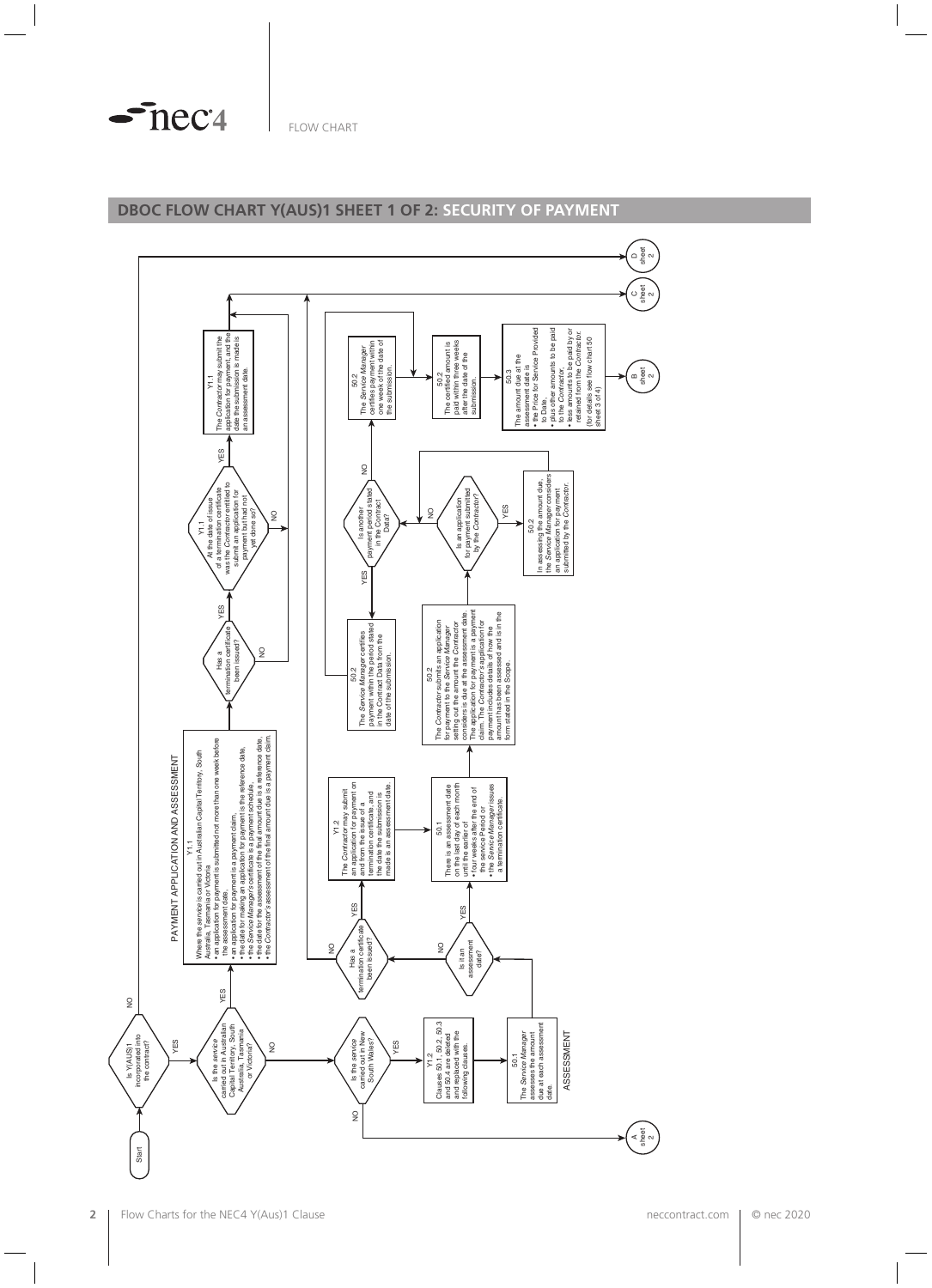## DBOC FLOW CHART Y(AUS)1 SHEET 1 OF 2: SECURITY OF PAYMENT

Start

Is Y(AUS)1 incorporated into the contract?

NO

YES

Is the *service* carried out in Australian Capital Territory, South Australia, Tasmania or Victoria?

YES

NO

PAYMENT APPLICATION AND ASSESSMENT

Y1.1
Where the *service* is carried out in Australian Capital Territory, South Australia, Tasmania or Victoria
- an application for payment is submitted not more than one week before the assessment date,
- an application for payment is a payment claim,
- the date for making an application for payment is the reference date,
- the *Service Manager's* certificate is a payment schedule,
- the date for the assessment of the final amount due is a reference date,
- the *Contractor's* assessment of the final amount due is a payment claim.

Has a termination certificate been issued?

YES

NO

Y1.1
At the date of issue of a termination certificate was the *Contractor* entitled to submit an application for payment but had not yet done so?

YES

NO

Y1.1
The *Contractor* may submit the application for payment and the date the submission is made is an assessment date.

C sheet 2

D sheet 2

Is the *service* carried out in New South Wales?

NO

A sheet 2

YES

Y1.2
Clauses 50.1, 50.2, 50.3 and 50.4 are deleted and replaced with the following clauses.

50.1
The *Service Manager* assesses the amount due at each assessment date.

ASSESSMENT

Is it an assessment date?

NO

YES

Has a termination certificate been issued?

NO

YES

Y1.2
The *Contractor* may submit an application for payment on and from the issue of a termination certificate and the date the submission is made is an assessment date.

50.1
There is an assessment date on the last day of each month until the earlier of
- four weeks after the end of the service Period or
- the *Service Manager* issues a termination certificate.

50.2
The *Contractor* submits an application for payment to the *Service Manager* setting out the amount the *Contractor* considers is due at the assessment date. The application for payment is a payment claim. The *Contractor's* application for payment includes details of how the amount has been assessed and is in the form stated in the Scope.

Is an application for payment submitted by the *Contractor*?

NO

YES

50.2
In assessing the amount due, the *Service Manager* considers an application for payment submitted by the *Contractor*.

Is another payment period stated in the Contract Data?

YES

NO

50.2
The *Service Manager* certifies payment within the period stated in the Contract Data from the date of the submission.

50.2
The *Service Manager* certifies payment within one week of the date of the submission.

50.2
The certified amount is paid within three weeks after the date of the submission.

50.3
The amount due at the assessment date is
- the Price for Service Provided to Date,
- plus other amounts to be paid to the *Contractor*,
- less amounts to be paid by or retained from the *Contractor*.

(for details see flow chart 50 sheet 3 of 4)

B sheet 2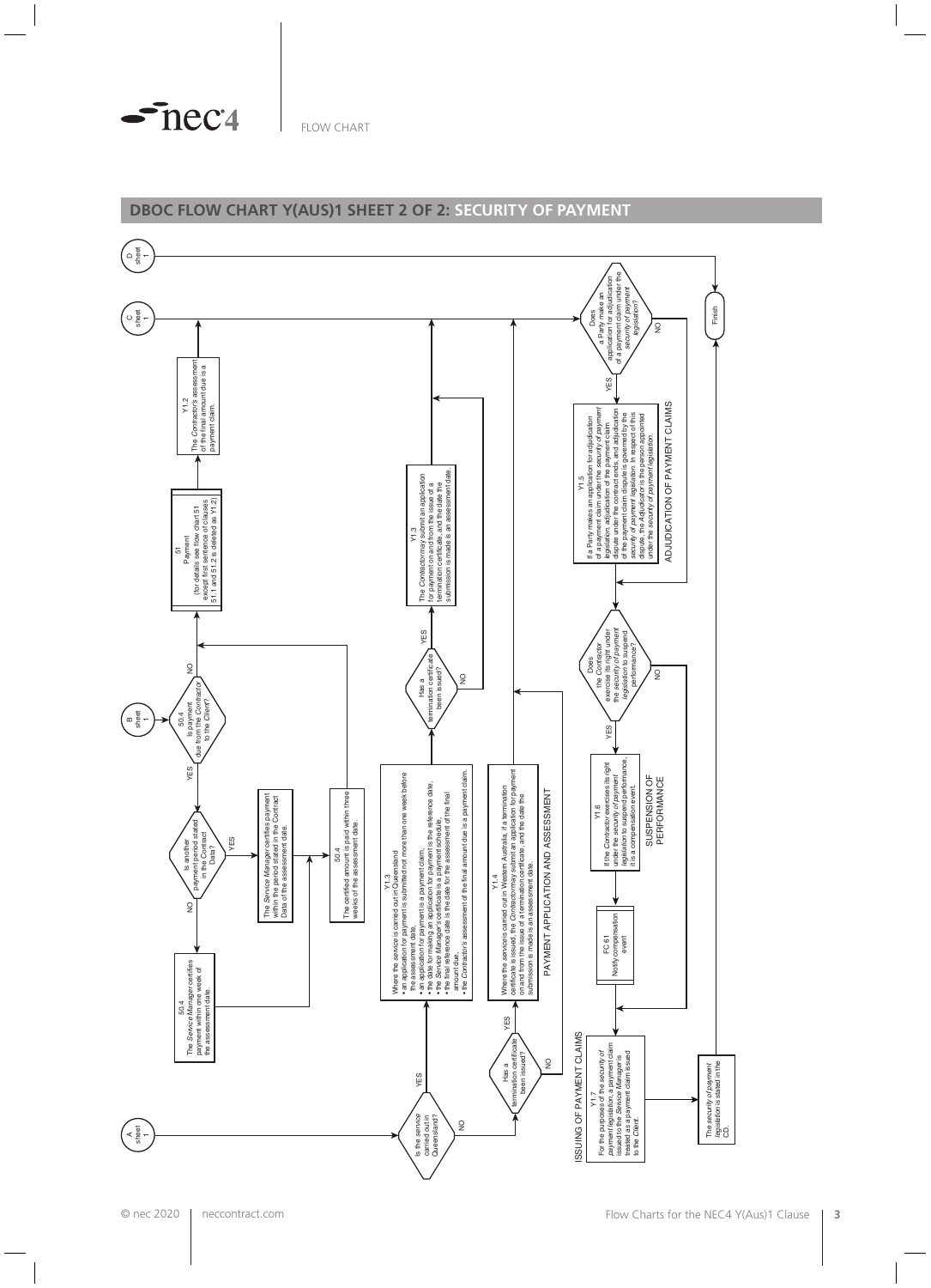## DBOC FLOW CHART Y(AUS)1 SHEET 2 OF 2: SECURITY OF PAYMENT

A sheet 1

B sheet 1

C sheet 1

D sheet 1

Is the *service* carried out in Queensland?

YES

NO

Y1.3
Where the *service* is carried out in Queensland
• an application for payment is submitted not more than one week before the assessment date,
• an application for payment is a payment claim,
• the date for making an application for payment is the reference date,
• the *Service Manager's* certificate is a payment schedule,
• the final reference date is the date for the assessment of the final amount due,
• the *Contractor's* assessment of the final amount due is a payment claim.

Has a termination certificate been issued?

YES

NO

Y1.3
The *Contractor* may submit an application for payment on and from the issue of a termination certificate, and the date the submission is made is an assessment date.

Has a termination certificate been issued?

YES

NO

Y1.4
Where the *service* is carried out in Western Australia, if a termination certificate is issued, the *Contractor* may submit an application for payment on and from the issue of a termination certificate, and the date the submission is made is an assessment date.

PAYMENT APPLICATION AND ASSESSMENT

Is another payment period stated in the Contract Data?

YES

NO

50.4
The *Service Manager* certifies payment within one week of the assessment date.

The *Service Manager* certifies payment within the period stated in the Contract Data of the assessment date.

50.4
The certified amount is paid within three weeks of the assessment date.

50.4
Is payment due from the *Contractor* to the *Client*?

YES

NO

51
Payment
(for details see flow chart 51 except first sentence of clauses 51.1 and 51.2 is deleted as Y1.2)

Y1.2
The *Contractor's* assessment of the final amount due is a payment claim.

Does a Party make an application for adjudication of a payment claim under the *security of payment legislation*?

YES

NO

Y1.5
If a Party makes an application for adjudication of a payment claim under the *security of payment legislation*, adjudication of the payment claim dispute under the contract ends, and adjudication of the payment claim dispute is governed by the *security of payment legislation*. In respect of this dispute, the *Adjudicator* is the person appointed under the *security of payment legislation*.

ADJUDICATION OF PAYMENT CLAIMS

Does the *Contractor* exercise its right under the *security of payment legislation* to suspend performance?

YES

NO

Y1.6
If the *Contractor* exercises its right under the *security of payment legislation* to suspend performance, it is a compensation event.

SUSPENSION OF PERFORMANCE

FC 61
Notify compensation event

ISSUING OF PAYMENT CLAIMS

Y1.7
For the purposes of the *security of payment legislation*, a payment claim issued to the *Service Manager* is treated as a payment claim issued to the *Client*.

The *security of payment legislation* is stated in the CD.

Finish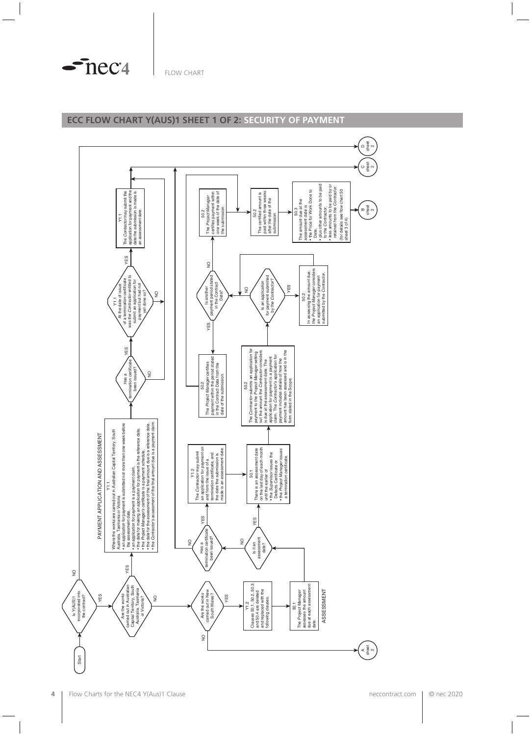## ECC FLOW CHART Y(AUS)1 SHEET 1 OF 2: SECURITY OF PAYMENT

Start

Is Y(AUS)1 incorporated into the contract?

NO

YES

Are the works carried out in Australian Capital Territory, South Australia, Tasmania or Victoria?

YES

NO

PAYMENT APPLICATION AND ASSESSMENT

Y1.1
Where the works are carried out in Australian Capital Territory, South Australia, Tasmania or Victoria
- an application for payment is submitted not more than one week before the assessment date,
- an application for payment is a payment claim,
- the date for making an application for payment is the reference date,
- the *Project Manager's* certificate is a payment schedule,
- the date for the assessment of the final amount due is a reference date,
- the *Contractor's* assessment of the final amount due is a payment claim.

Has a termination certificate been issued?

YES

NO

Y1.1
At the date of issue of a termination certificate was the *Contractor* entitled to submit an application for payment but had not yet done so?

YES

NO

Y1.1
The *Contractor* may submit the application for payment and the date the submission is made is an assessment date.

C sheet 2

D sheet 2

Are the works carried out in New South Wales?

YES

NO

A sheet 2

Y1.2
Clauses 50.1, 50.2, 50.3 and 50.4 are deleted and replaced with the following clauses.

50.1
The *Project Manager* assesses the amount due at each assessment date.

ASSESSMENT

Is it an assessment date?

NO

YES

Has a termination certificate been issued?

NO

YES

Y1.2
The *Contractor* may submit an application for payment on and from the issue of a termination certificate, and the date the submission is made is an assessment date.

50.1
There is an assessment date on the last day of each month until the earlier of
- the *Supervisor* issues the Defects Certificate or
- the *Project Manager* issues a termination certificate.

50.2
The *Contractor* submits an application for payment to the *Project Manager* setting out the amount the *Contractor* considers is due at the assessment date. The application for payment is a payment claim. The *Contractor's* application for payment includes details of how the amount has been assessed and is in the form stated in the Scope.

Is an application for payment submitted by the *Contractor*?

YES

NO

50.2
In assessing the amount due, the *Project Manager* considers an application for payment submitted by the *Contractor*.

Is another payment period stated in the Contract Data?

YES

NO

50.2
The *Project Manager* certifies payment within the period stated in the Contract Data from the date of the submission.

50.2
The *Project Manager* certifies payment within one week of the date of the submission.

50.2
The certified amount is paid within three weeks after the date of the submission.

50.3
The amount due at the assessment date is
- the Price for Work Done to Date,
- plus other amounts to be paid to the *Contractor*,
- less amounts to be paid by or retained from the *Contractor*.

(for details see flow chart 50 sheet 3 of 4)

B sheet 2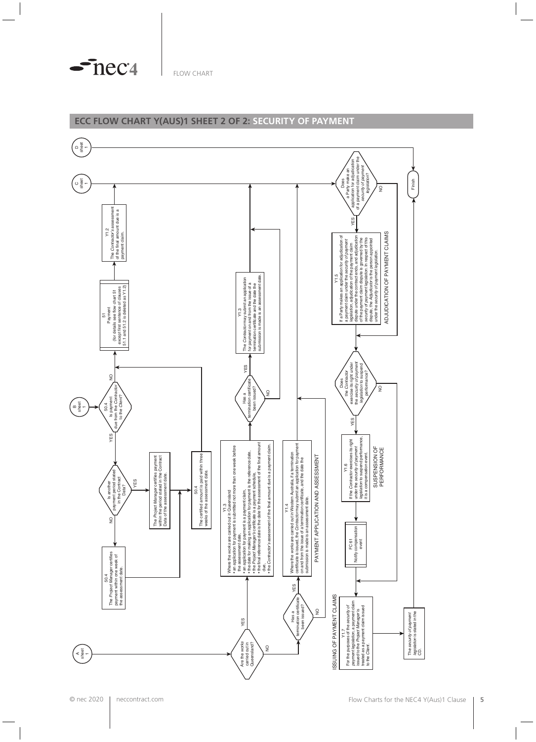## ECC FLOW CHART Y(AUS)1 SHEET 2 OF 2: SECURITY OF PAYMENT

A sheet 1

Are the works carried out in Queensland?

YES

NO

Y1.3
Where the works are carried out in Queensland
• an application for payment is submitted not more than one week before the assessment date,
• an application for payment is a payment claim,
• the date for making an application for payment is the reference date,
• the *Project Manager's* certificate is a payment schedule,
• the final reference date is the date for the assessment of the final amount due,
• the *Contractor's* assessment of the final amount due is a payment claim.

Has a termination certificate been issued?

YES

NO

Y1.3
The *Contractor* may submit an application for payment on and from the issue of a termination certificate and the date the submission is made is an assessment date.

Has a termination certificate been issued?

YES

NO

Y1.4
Where the works are carried out in Western Australia, if a termination certificate is issued, the *Contractor* may submit an application for payment on and from the issue of a termination certificate, and the date the submission is made is an assessment date.

PAYMENT APPLICATION AND ASSESSMENT

B sheet 1

50.4
Is payment due from the *Contractor* to the *Client*?

YES

NO

Is another payment period stated in the Contract Data?

YES

NO

50.4
The *Project Manager* certifies payment within one week of the assessment date.

The *Project Manager* certifies payment within the period stated in the Contract Data of the assessment date.

50.4
The certified amount is paid within three weeks of the assessment date.

51
Payment
(for details see flow chart 51 except first sentence of clauses 51.1 and 51.2 is deleted as Y1.2)

Y1.2
The *Contractor's* assessment of the final amount due is a payment claim.

C sheet 1

Does a Party make an application for adjudication of a payment claim under the *security of payment legislation*?

YES

NO

Y1.5
If a Party makes an application for adjudication of a payment claim under the *security of payment legislation*, adjudication of the payment claim dispute under the contract ends, and adjudication of the payment claim dispute is governed by the *security of payment legislation*. In respect of this dispute, the *Adjudicator* is the person appointed under the *security of payment legislation*.

ADJUDICATION OF PAYMENT CLAIMS

Does the *Contractor* exercise its right under the *security of payment legislation* to suspend performance?

YES

NO

Y1.6
If the *Contractor* exercises its right under the *security of payment legislation* to suspend performance, it is a compensation event.

SUSPENSION OF PERFORMANCE

FC 61
Notify compensation event

Y1.7
For the purposes of the *security of payment legislation*, a payment claim issued to the *Project Manager* is treated as a payment claim issued to the *Client*.

ISSUING OF PAYMENT CLAIMS

The *security of payment legislation* is stated in the CD.

D sheet 1

Finish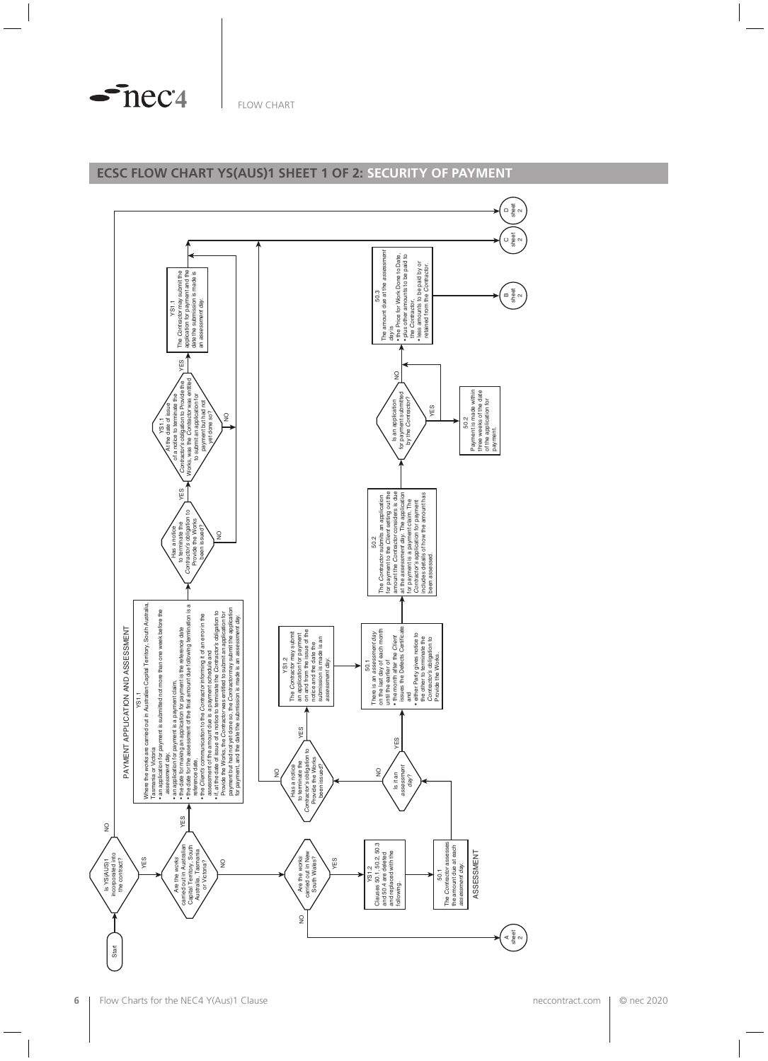## ECSC FLOW CHART YS(AUS)1 SHEET 1 OF 2: SECURITY OF PAYMENT

Start

Is YS(AUS)1 incorporated into the contract?

NO

YES

Are the *works* carried out in Australian Capital Territory, South Australia, Tasmania or Victoria?

YES

NO

PAYMENT APPLICATION AND ASSESSMENT

YS1.1
Where the *works* are carried out in Australian Capital Territory, South Australia, Tasmania or Victoria
• an application for payment is submitted not more than one week before the *assessment day*,
• an application for payment is a payment claim,
• the date for making an application for payment is the reference date
• the date for the assessment of the final amount due following termination is a reference date,
• the *Client's* communication to the *Contractor* informing it of an error in the assessment of the amount due is a payment schedule and
• if, at the date of issue of a notice to terminate the *Contractor's* obligation to Provide the Works, the *Contractor* was entitled to submit an application for payment but had not yet done so, the *Contractor* may submit the application for payment, and the date the submission is made is an *assessment day*.

Has a notice to terminate the *Contractor's* obligation to Provide the Works been issued?

YES

NO

YS1.1
At the date of issue of a notice to terminate the *Contractor's* obligation to Provide the Works, was the *Contractor* was entitled to submit an application for payment but had not yet done so?

YES

NO

YS1.1
The *Contractor* may submit the application for payment and the date the submission is made is an *assessment day*.

Are the *works* carried out in New South Wales?

NO

A sheet 2

YES

YS1.2
Clauses 50.1, 50.2, 50.3 and 50.4 are deleted and replaced with the following.

50.1
The *Contractor* assesses the amount due at each *assessment day*.

ASSESSMENT

Is it an *assessment day*?

NO

YES

Has a notice to terminate the *Contractor's* obligation to Provide the Works been issued?

NO

YES

YS1.2
The *Contractor* may submit an application for payment on and from the issue of the notice and the date the submission is made is an *assessment day*.

50.1
There is an *assessment day* on the last day of each month until the earlier of
• the month after the *Client* issues the Defects Certificate and
• either Party gives notice to terminate the other to terminate the *Contractor's* obligation to Provide the Works.

50.2
The *Contractor* submits an application for payment to the *Client* setting out the amount the *Contractor* considers is due at the *assessment day*. The application for payment is a payment claim. The *Contractor's* application for payment includes details of how the amount has been assessed.

Is an application for payment submitted by the *Contractor*?

YES

NO

50.2
Payment is made within three weeks of the date of the application for payment.

50.3
The amount due at the *assessment day* is
• the Price for Work Done to Date,
• plus other amounts to be paid to the *Contractor*,
• less amounts to be paid by or retained from the *Contractor*.

B sheet 2

C sheet 2

D sheet 2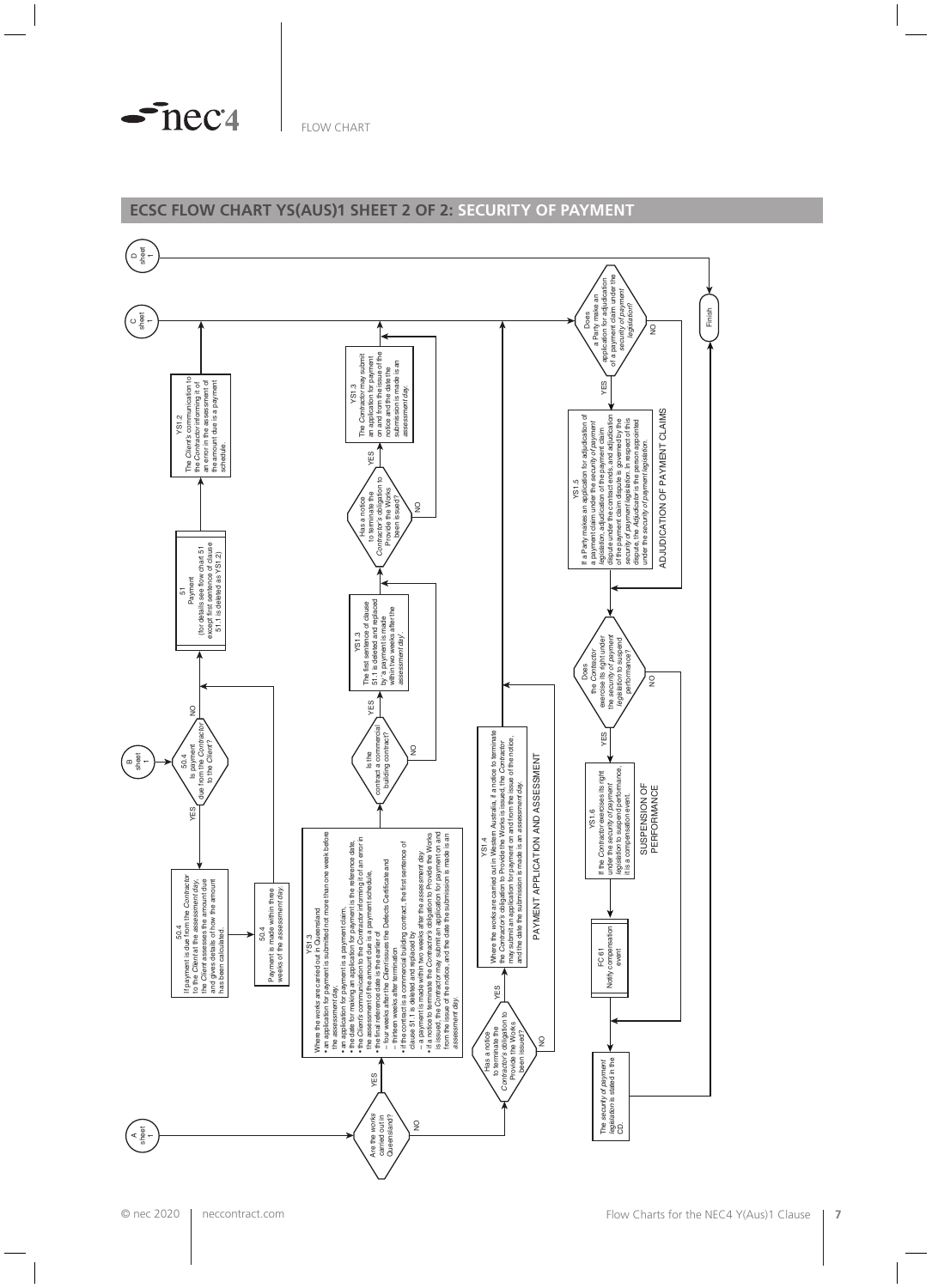FLOW CHART

## ECSC FLOW CHART YS(AUS)1 SHEET 2 OF 2: SECURITY OF PAYMENT

A sheet 1

B sheet 1

C sheet 1

D sheet 1

Are the works carried out in Queensland?

YES

NO

YS1.3
Where the works are carried out in Queensland
• an application for payment is submitted not more than one week before the *assessment day*,
• an application for payment is a payment claim,
• the date for making an application for payment is the reference date,
• the *Client's* communication to the *Contractor* informing it of an error in the assessment of the amount due is a payment schedule,
• the final reference date is the earlier of
– four weeks after the *Client* issues the Defects Certificate and
– thirteen weeks after termination
• if the contract is a commercial building contract, the first sentence of clause 51.1 is deleted and replaced by
– a payment is made within two weeks after the *assessment day*
• if a notice to terminate the *Contractor's* obligation to Provide the Works is issued, the *Contractor* may submit an application for payment on and from the issue of the notice, and the date the submission is made is an *assessment day*.

Is the contract a commercial building contract?

YES

NO

YS1.3
The first sentence of clause 51.1 is deleted and replaced by 'a payment is made within two weeks after the *assessment day*'.

Has a notice to terminate the *Contractor's* obligation to Provide the Works been issued?

YES

NO

YS1.3
The *Contractor* may submit an application for payment on and from the issue of the notice and the date the submission is made is an *assessment day*.

Has a notice to terminate the *Contractor's* obligation to Provide the Works been issued?

YES

NO

YS1.4
Where the works are carried out in Western Australia, if a notice to terminate the *Contractor's* obligation to Provide the Works is issued, the *Contractor* may submit an application for payment on and from the issue of the notice, and the date the submission is made is an *assessment day*.

PAYMENT APPLICATION AND ASSESSMENT

50.4
Is payment due from the *Contractor* to the *Client*?

YES

NO

50.4
If payment is due from the *Contractor* to the *Client* at the *assessment day*, the *Client* assesses the amount due and gives details of how the amount has been calculated.

50.4
Payment is made within three weeks of the *assessment day*.

51
Payment
(for details see flow chart 51 except first sentence of clause 51.1 is deleted as YS1.2)

YS1.2
The *Client's* communication to the *Contractor* informing it of an error in the assessment of the amount due is a payment schedule.

Does a Party make an application for adjudication of a payment claim under the *security of payment legislation*?

YES

NO

YS1.5
If a Party makes an application for adjudication of a payment claim under the *security of payment legislation*, adjudication of the payment claim dispute under the contract ends, and adjudication of the payment claim dispute is governed by the *security of payment legislation*. In respect of this dispute, the *Adjudicator* is the person appointed under the *security of payment legislation*.

ADJUDICATION OF PAYMENT CLAIMS

Does the *Contractor* exercise its right under the *security of payment legislation* to suspend performance?

YES

NO

YS1.6
If the *Contractor* exercises its right under the *security of payment legislation* to suspend performance, it is a compensation event.

SUSPENSION OF PERFORMANCE

FC 61
Notify compensation event

The *security of payment legislation* is stated in the CD.

Finish

© nec 2020 | neccontract.com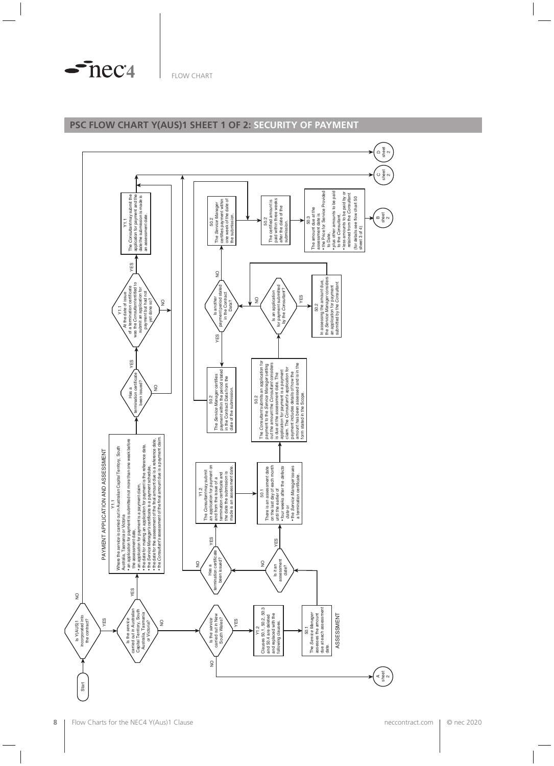## PSC FLOW CHART Y(AUS)1 SHEET 1 OF 2: SECURITY OF PAYMENT

Start

Is Y(AUS)1 incorporated into the contract?

NO

YES

Is the *service* carried out in Australian Capital Territory, South Australia, Tasmania or Victoria?

YES

NO

PAYMENT APPLICATION AND ASSESSMENT

Y1.1
Where the *service* is carried out in Australian Capital Territory, South Australia, Tasmania or Victoria
- an application for payment is submitted not more than one week before the assessment date,
- an application for payment is a payment claim,
- the date for making an application for payment is the reference date,
- the *Service Manager's* certificate is a payment schedule,
- the date for the assessment of the final amount due is a reference date,
- the *Consultant's* assessment of the final amount due is a payment claim.

Has a termination certificate been issued?

YES

NO

Y1.1
At the date of issue of a termination certificate was the *Consultant* entitled to submit an application for payment but had not yet done so?

YES

NO

Y1.1
The *Consultant* may submit the application for payment and the date the submission is made is an assessment date.

Is the *service* carried out in New South Wales?

YES

NO

Y1.2
Clauses 50.1, 50.2, 50.3 and 50.4 are deleted and replaced with the following clauses.

50.1
The *Service Manager* assesses the amount due at each assessment date.

ASSESSMENT

Is it an assessment date?

NO

YES

Has a termination certificate been issued?

NO

YES

Y1.2
The *Consultant* may submit an application for payment on and from the issue of a termination certificate and the date the submission is made is an assessment date.

50.1
There is an assessment date on the last day of each month until the earlier of
- four weeks after the *defects date* or
- the *Service Manager* issues a termination certificate.

50.2
The *Consultant* submits an application for payment to the *Service Manager* setting out the amount the *Consultant* considers is due at the assessment date. The application for payment is a payment claim. The *Consultant's* application for payment includes details of how the amount has been assessed and is in the form stated in the Scope.

Is an application for payment submitted by the *Consultant*?

YES

NO

50.2
In assessing the amount due, the *Service Manager* considers an application for payment submitted by the *Consultant*.

Is another payment period stated in the Contract Data?

YES

NO

50.2
The *Service Manager* certifies payment within the period stated in the Contract Data from the date of the submission.

50.2
The *Service Manager* certifies payment within one week of the date of the submission.

50.2
The certified amount is paid within three weeks after the date of the submission.

50.3
The amount due at the assessment date is
- the Price for Service Provided to Date,
- plus other amounts to be paid to the *Consultant*,
- less amounts to be paid by or retained from the *Consultant*.
(for details see flow chart 50 sheet 3 of 4)

A sheet 2

B sheet 2

C sheet 2

D sheet 2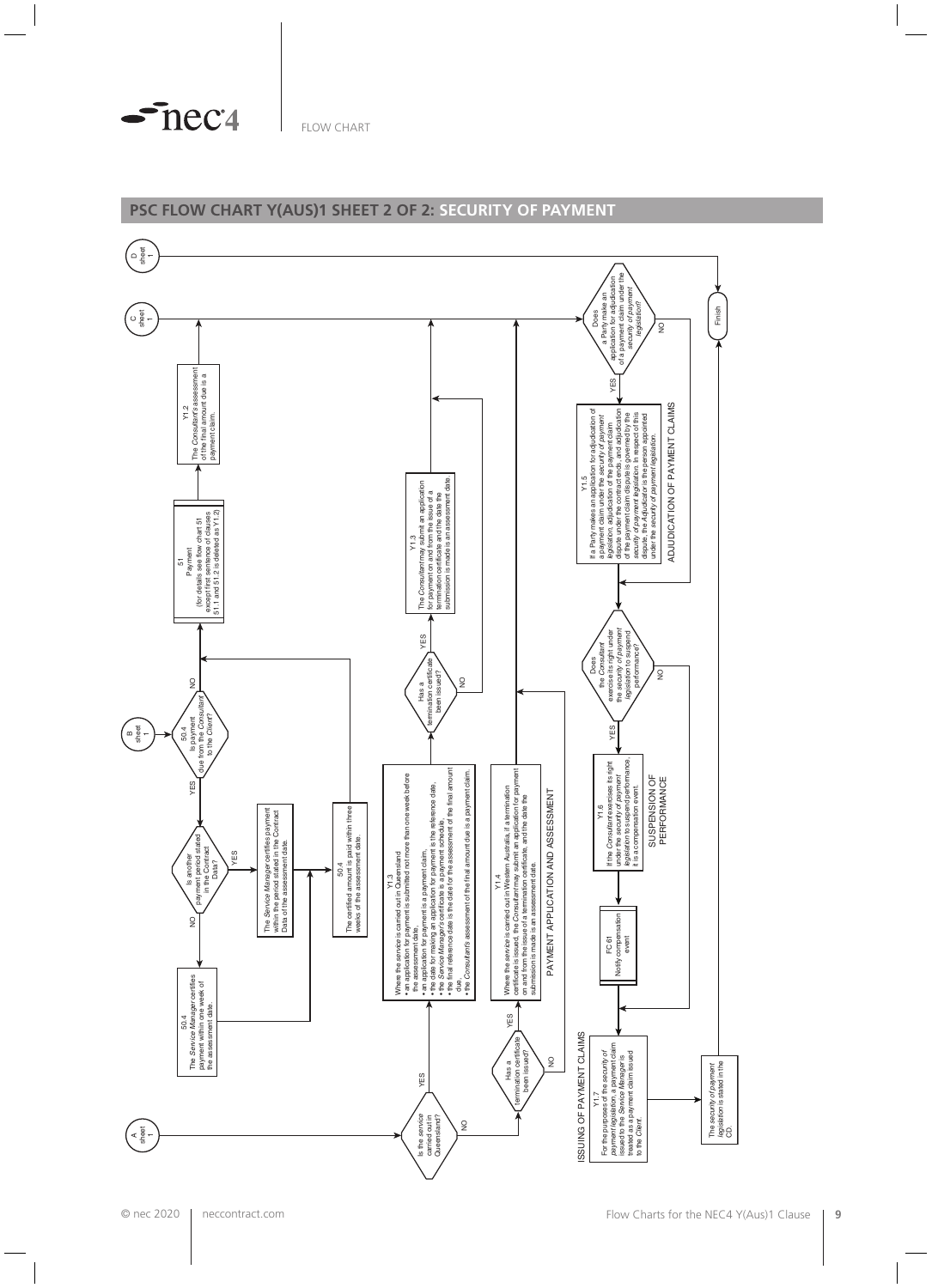# PSC FLOW CHART Y(AUS)1 SHEET 2 OF 2: SECURITY OF PAYMENT

A sheet 1

Is the service carried out in Queensland?

YES

NO

Y1.3
Where the *service* is carried out in Queensland
• an application for payment is submitted not more than one week before the assessment date,
• an application for payment is a payment claim,
• the date for making an application for payment is the reference date,
• the *Service Manager's* certificate is a payment schedule,
• the final reference date is the date for the assessment of the final amount due,
• the *Consultant's* assessment of the final amount due is a payment claim.

Has a termination certificate been issued?

YES

NO

Y1.3
The *Consultant* may submit an application for payment on and from the issue of a termination certificate and the date the submission is made is an assessment date

Has a termination certificate been issued?

YES

NO

Y1.4
Where the *service* is carried out in Western Australia, if a termination certificate is issued, the *Consultant* may submit an application for payment on and from the issue of a termination certificate, and the date the submission is made is an assessment date.

PAYMENT APPLICATION AND ASSESSMENT

B sheet 1

50.4
Is payment due from the *Consultant* to the *Client*?

YES

NO

Is another payment period stated in the Contract Data?

NO

YES

50.4
The *Service Manager* certifies payment within one week of the assessment date.

The *Service Manager* certifies payment within the period stated in the Contract Data of the assessment date.

50.4
The certified amount is paid within three weeks of the assessment date.

51
Payment
(for details see flow chart 51 except first sentence of clauses 51.1 and 51.2 is deleted as Y1.2)

Y1.2
The *Consultant's* assessment of the final amount due is a payment claim.

C sheet 1

Does a Party make an application for adjudication of a payment claim under the *security of payment legislation*?

YES

NO

Y1.5
If a Party makes an application for adjudication of a payment claim under the *security of payment legislation*, adjudication of the payment claim dispute under the contract ends; and adjudication of the payment claim dispute is governed by the *security of payment legislation*. In respect of this dispute, the *Adjudicator* is the person appointed under the *security of payment legislation*.

ADJUDICATION OF PAYMENT CLAIMS

Does the *Consultant* exercise its right under the *security of payment legislation* to suspend performance?

YES

NO

Y1.6
If the *Consultant* exercises its right under the *security of payment legislation* to suspend performance, it is a compensation event.

SUSPENSION OF PERFORMANCE

FC 61
Notify compensation event

ISSUING OF PAYMENT CLAIMS

Y1.7
For the purposes of the *security of payment legislation*, a payment claim issued to the *Service Manager* is treated as a payment claim issued to the *Client*.

The *security of payment legislation* is stated in the CD.

D sheet 1

Finish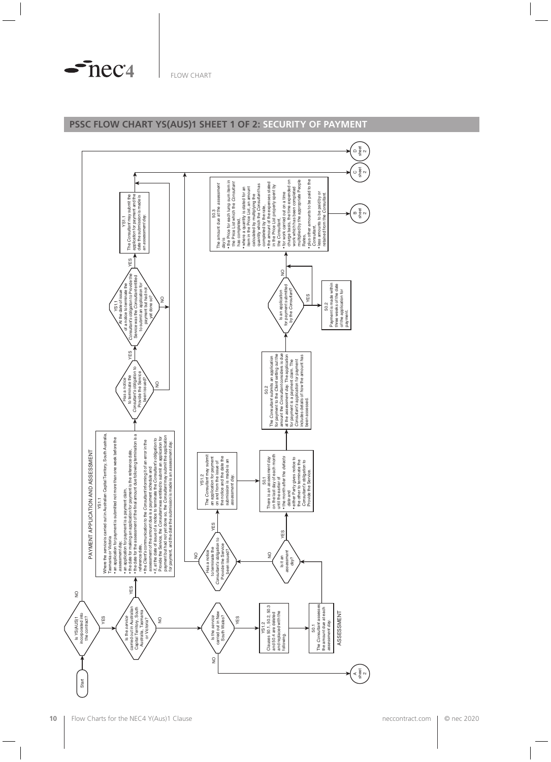## PSSC FLOW CHART YS(AUS)1 SHEET 1 OF 2: SECURITY OF PAYMENT

Start

Is YS(AUS)1 incorporated into the contract?

NO

YES

Is the *service* carried out in Australian Capital Territory, South Australia, Tasmania or Victoria?

YES

NO

PAYMENT APPLICATION AND ASSESSMENT

YS1.1
Where the *service* is carried out in Australian Capital Territory, South Australia, Tasmania or Victoria
- an application for payment is submitted not more than one week before the assessment day,
- an application for payment is a payment claim,
- the date for making an application for payment is the reference date,
- the date for the assessment of the final amount due following termination is a reference date,
- the *Client*'s communication to the *Consultant* informing it of an error in the assessment of the amount due is a payment schedule and
- if, at the date of issue of a notice to terminate the *Consultant*'s obligation to Provide the Service, the *Consultant* was entitled to submit an application for payment but had not yet done so, the *Consultant* may submit the application for payment, and the date the submission is made is an *assessment day*.

Has a notice to terminate the *Consultant*'s obligation to Provide the Service been issued?

NO

YES

YS1.1
At the date of issue of a notice to terminate the *Consultant*'s obligation to Provide the Service was the *Consultant* entitled to submit an application for payment but had not yet done so?

NO

YES

YS1.1
The *Consultant* may submit the application for payment and the date the submission is made is an *assessment day*.

C sheet 2

D sheet 2

Is the *service* carried out in New South Wales?

NO

A sheet 2

YES

YS1.2
Clauses 50.1, 50.2, 50.3 and 50.4 are deleted and replaced with the following.

50.1
The *Consultant* assesses the amount due at each *assessment day*.

ASSESSMENT

Is it an *assessment day*?

NO

YES

Has a notice to terminate the *Consultant*'s obligation to Provide the Service been issued?

NO

YES

YS1.2
The *Consultant* may submit an application for payment on and from the issue of the notice and the date the submission is made is an *assessment day*.

50.1
There is an *assessment day* on the last day of each month until the earlier of
- the month after the *defects date* and
- either Party gives notice to the other to terminate the *Consultant*'s obligation to Provide the Service.

50.2
The *Consultant* submits an application for payment to the *Client* setting out the amount the *Consultant* considers is due at the *assessment day*. The application for payment is a payment claim. The *Consultant*'s application for payment includes details of how the amount has been assessed.

Is an application for payment submitted by the *Consultant*?

YES

50.2
Payment is made within three weeks of the date of the application for payment.

NO

50.3
The amount due at the *assessment day* is
- the Price for each lump sum item in the Price List which the *Consultant* has completed,
- where a quantity is stated for an item in the Price List, an amount calculated by multiplying the quantity which the *Consultant* has completed by the rate,
- the amount of the expenses stated in the Price List properly spent by the *Consultant*,
- for work carried out on a time charge basis, the time expended on work which has been completed multiplied by the appropriate People Rates,
- plus other amounts to be paid to the *Consultant*,
- less amounts to be paid by or retained from the *Consultant*.

B sheet 2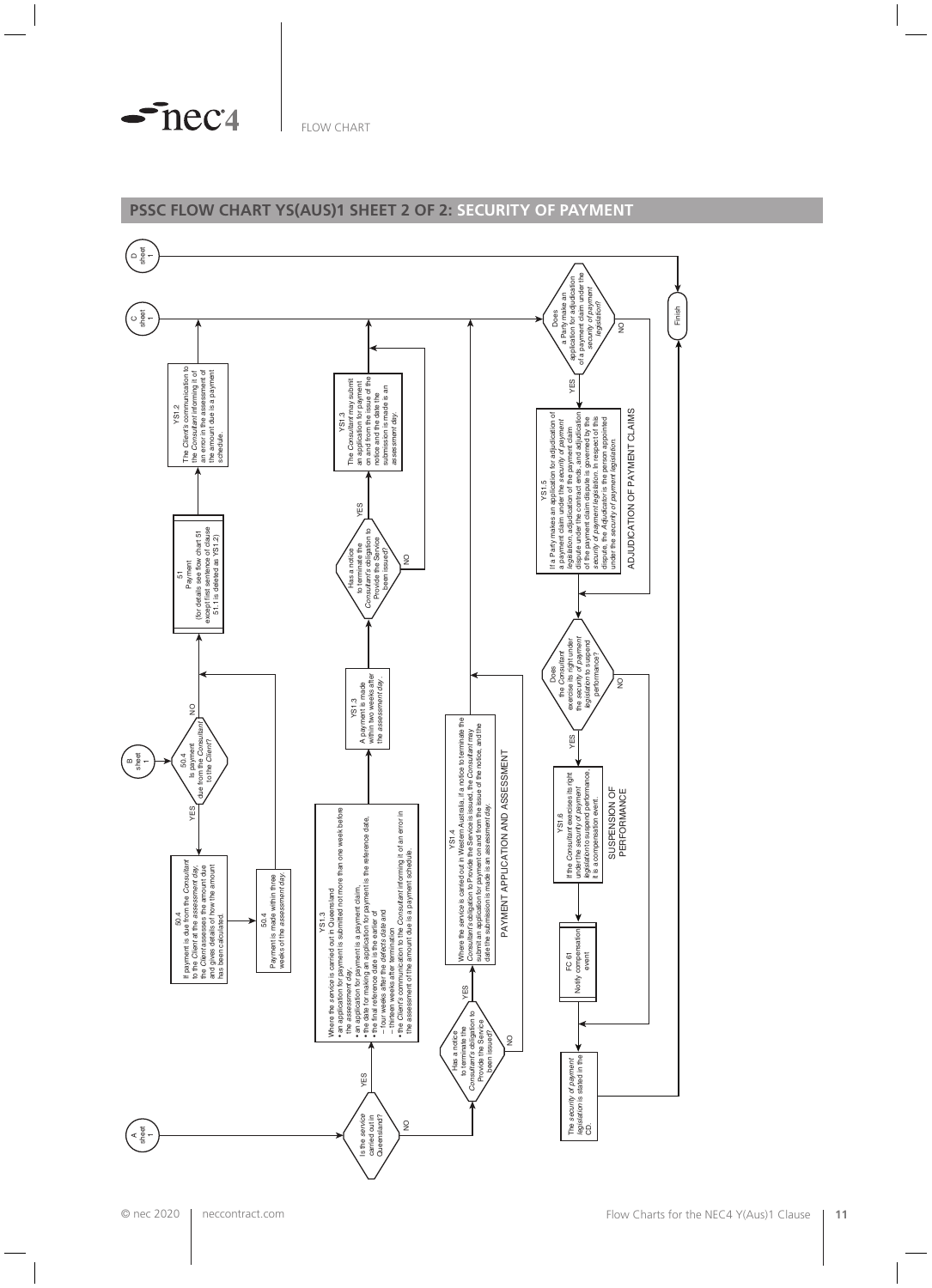# PSSC FLOW CHART YS(AUS)1 SHEET 2 OF 2: SECURITY OF PAYMENT

A sheet 1

Is the *service* carried out in Queensland?

YES

YS1.3
Where the *service* is carried out in Queensland
- an application for payment is submitted not more than one week before the *assessment day*,
- an application for payment is a payment claim,
- the date for making an application for payment is the reference date,
- the final reference date is the earlier of
  - four weeks after the *defects date* and
  - thirteen weeks after termination
- the *Client's* communication to the *Consultant* informing it of an error in the assessment of the amount due is a payment schedule.

YS1.3
A payment is made within two weeks after the *assessment day*.

Has a notice to terminate the *Consultant's* obligation to Provide the Service been issued?

YES

YS1.3
The *Consultant* may submit an application for payment on and from the issue of the notice and the date the submission is made is an *assessment day*.

NO

NO

Has a notice to terminate the *Consultant's* obligation to Provide the Service been issued?

YES

YS1.4
Where the *service* is carried out in Western Australia, if a notice to terminate the *Consultant's* obligation to Provide the Service is issued, the *Consultant* may submit an application for payment on and from the issue of the notice, and the date the submission is made is an *assessment day*.

NO

PAYMENT APPLICATION AND ASSESSMENT

B sheet 1

50.4
Is payment due from the *Consultant* to the *Client*?

YES

50.4
If payment is due from the *Consultant* to the *Client* at the *assessment day*, the *Client* assesses the amount due and gives details of how the amount has been calculated.

50.4
Payment is made within three weeks of the *assessment day*.

NO

51
Payment
(for details see flow chart 51 except first sentence of clause 51.1 is deleted as YS1.2)

YS1.2
The *Client's* communication to the *Consultant* informing it of an error in the assessment of the amount due is a payment schedule.

C sheet 1

D sheet 1

Does a Party make an application for adjudication of a payment claim under the *security of payment legislation*?

YES

YS1.5
If a Party makes an application for adjudication of a payment claim under the *security of payment legislation*, adjudication of the payment claim dispute under the contract ends, and adjudication of the payment claim dispute is governed by the *security of payment legislation*. In respect of this dispute, the *Adjudicator* is the person appointed under the *security of payment legislation*.

ADJUDICATION OF PAYMENT CLAIMS

NO

Finish

Does the *Consultant* exercise its right under the *security of payment legislation* to suspend performance?

YES

YS1.6
If the *Consultant* exercises its right under the *security of payment legislation* to suspend performance, it is a compensation event.

SUSPENSION OF PERFORMANCE

NO

FC 61
Notify compensation event

The *security of payment legislation* is stated in the CD.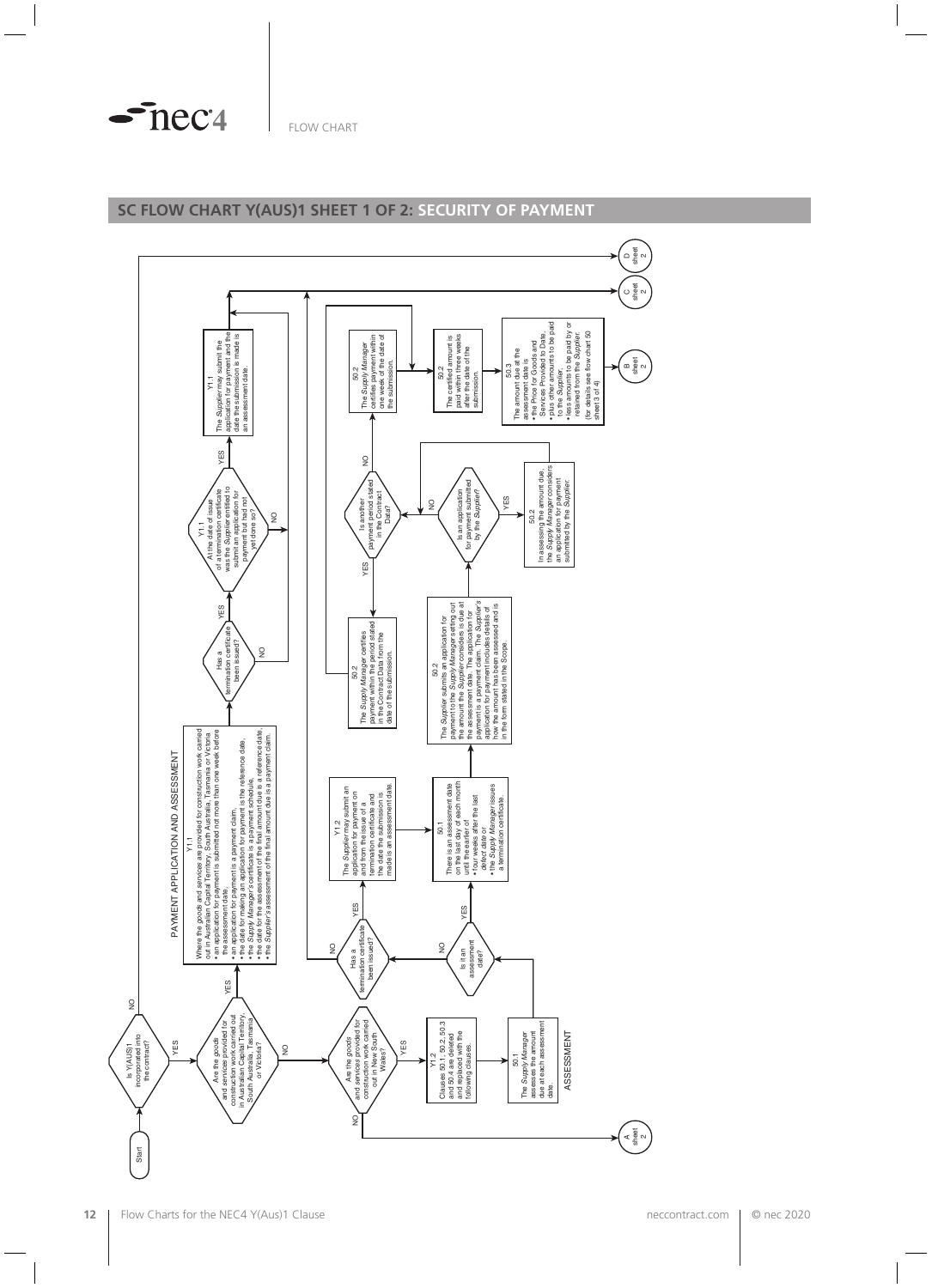## SC FLOW CHART Y(AUS)1 SHEET 1 OF 2: SECURITY OF PAYMENT

Start

Is Y(AUS)1 incorporated into the contract?

- NO → D sheet 2
- YES → Are the *goods* and *services* provided for construction work carried out in Australian Capital Territory, South Australia, Tasmania or Victoria?

PAYMENT APPLICATION AND ASSESSMENT

Y1.1
Where the *goods* and *services* are provided for construction work carried out in Australian Capital Territory, South Australia, Tasmania or Victoria
- an application for payment is submitted not more than one week before the assessment date,
- an application for payment is a payment claim,
- the date for making an application for payment is the reference date,
- the *Supply Manager's* certificate is a payment schedule,
- the date for the assessment of the final amount due is a reference date,
- the *Supplier's* assessment of the final amount due is a payment claim.

Has a termination certificate been issued?
- NO → C sheet 2
- YES → Y1.1 At the date of issue of a termination certificate was the *Supplier* entitled to submit an application for payment but had not yet done so?
  - NO → C sheet 2
  - YES → Y1.1 The *Supplier* may submit the application for payment and the date the submission is made is an assessment date. → C sheet 2

Are the *goods* and *services* provided for construction work carried out in New South Wales?
- NO → A sheet 2
- YES → Y1.2 Clauses 50.1, 50.2, 50.3 and 50.4 are deleted and replaced with the following clauses.

ASSESSMENT

50.1 The *Supply Manager* assesses the amount due at each assessment date.

Is it an assessment date?
- NO → (return)
- YES → 50.1 There is an assessment date on the last day of each month until the earlier of
  - four weeks after the last *defect date* or
  - the *Supply Manager* issues a termination certificate.

Has a termination certificate been issued?
- NO → C sheet 2
- YES → Y1.2 The *Supplier* may submit an application for payment on and from the issue of a termination certificate and the date the submission is made is an assessment date.

50.2 The *Supplier* submits an application for payment to the *Supply Manager* setting out the amount the *Supplier* considers is due at the assessment date. The application for payment is a payment claim. The *Supplier's* application for payment includes details of how the amount has been assessed and is in the form stated in the Scope.

Is an application for payment submitted by the *Supplier*?
- YES → 50.2 In assessing the amount due, the *Supply Manager* considers an application for payment submitted by the *Supplier*.
- NO → Is another payment period stated in the Contract Data?
  - YES → 50.2 The *Supply Manager* certifies payment within the period stated in the Contract Data from the date of the submission.
  - NO → 50.2 The *Supply Manager* certifies payment within one week of the date of the submission.

50.2 The certified amount is paid within three weeks after the date of the submission.

50.3 The amount due at the assessment date is
- the Price for Goods and Services Provided to Date,
- plus other amounts to be paid to the *Supplier*,
- less amounts to be paid by or retained from the *Supplier*.

(for details see flow chart 50 sheet 3 of 4)

→ B sheet 2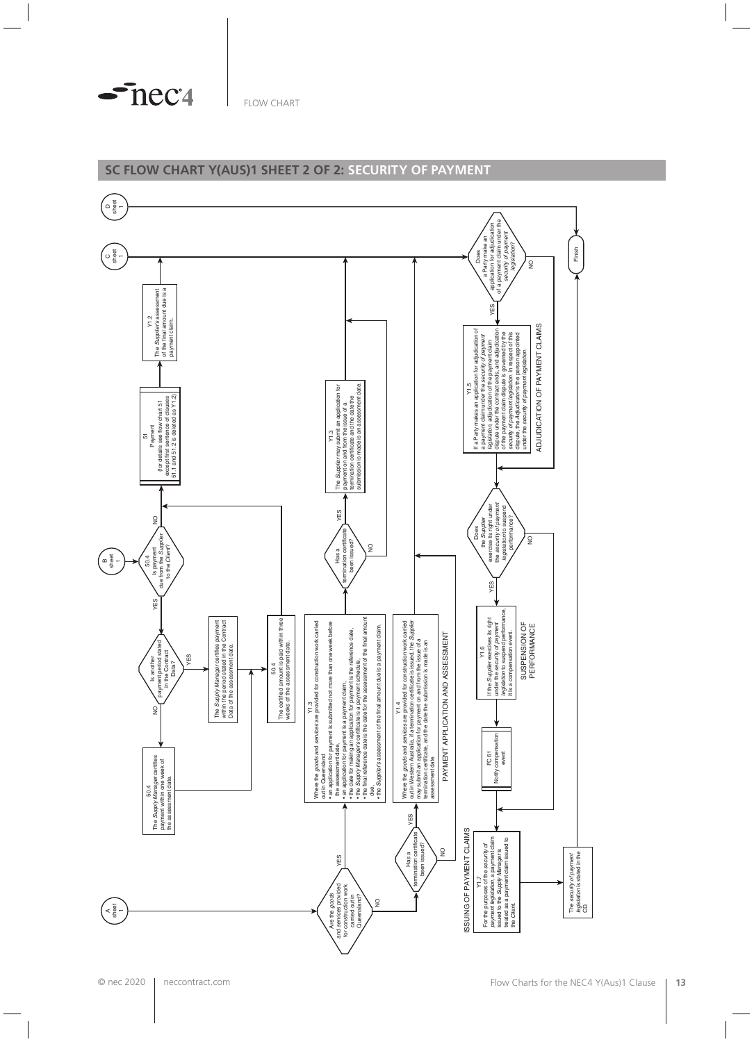## SC FLOW CHART Y(AUS)1 SHEET 2 OF 2: SECURITY OF PAYMENT

B sheet 1

50.4
Is payment due from the *Supplier* to the *Client*?

YES

Is another payment period stated in the Contract Data?

NO

50.4
The *Supply Manager* certifies payment within one week of the assessment date.

YES

The *Supply Manager* certifies payment within the period stated in the Contract Data of the assessment date.

50.4
The certified amount is paid within three weeks of the assessment date.

NO

51
Payment
(for details see flow chart 51 except first sentence of clauses 51.1 and 51.2 is deleted as Y1.2)

Y1.2
The *Supplier's* assessment of the final amount due is a payment claim.

C sheet 1

D sheet 1

A sheet 1

Are the *goods and services* provided for construction work carried out in Queensland?

YES

Y1.3
Where the *goods and services* are provided for construction work carried out in Queensland

- an application for payment is submitted not more than one week before the assessment date,
- an application for payment is a payment claim,
- the date for making an application for payment is the reference date,
- the *Supply Manager's* certificate is a payment schedule,
- the final reference date is the date for the assessment of the final amount due,
- the *Supplier's* assessment of the final amount due is a payment claim.

Has a termination certificate been issued?

YES

Y1.3
The *Supplier* may submit an application for payment on and from the issue of a termination certificate and the date the submission is made is an assessment date.

NO

NO

Has a termination certificate been issued?

YES

Y1.4
Where the *goods and services* are provided for construction work carried out in Western Australia, if a termination certificate is issued, the *Supplier* may submit an application for payment on and from the issue of a termination certificate, and the date the submission is made is an assessment date.

NO

PAYMENT APPLICATION AND ASSESSMENT

Does a Party make an application for adjudication of a payment claim under the *security of payment legislation*?

YES

Y1.5
If a Party makes an application for adjudication of a payment claim under the *security of payment legislation*, adjudication of the payment claim dispute under the contract ends, and adjudication of the payment claim dispute is governed by the *security of payment legislation*. In respect of this dispute, the *Adjudicator* is the person appointed under the *security of payment legislation*.

ADJUDICATION OF PAYMENT CLAIMS

NO

Does the *Supplier* exercise its right under the *security of payment legislation* to suspend performance?

YES

Y1.6
If the *Supplier* exercises its right under the *security of payment legislation* to suspend performance, it is a compensation event.

SUSPENSION OF PERFORMANCE

FC 61
Notify compensation event

NO

ISSUING OF PAYMENT CLAIMS

Y1.7
For the purposes of the *security of payment legislation*, a payment claim issued to the *Supply Manager* is treated as a payment claim issued to the *Client*.

The *security of payment legislation* is stated in the CD.

Finish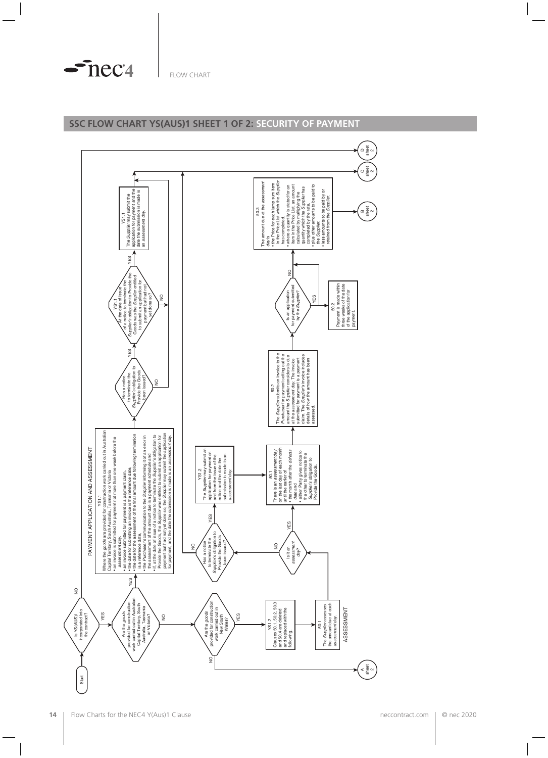## SSC FLOW CHART YS(AUS)1 SHEET 1 OF 2: SECURITY OF PAYMENT

Start

Is YS(AUS)1 incorporated into the contract?

NO

YES

Are the *goods* provided for construction work carried out in Australian Capital Territory, South Australia, Tasmania or Victoria?

YES

NO

PAYMENT APPLICATION AND ASSESSMENT

YS1.1
Where the *goods* are provided for construction work carried out in Australian Capital Territory, South Australia, Tasmania or Victoria
- an invoice is submitted for payment not more than one week before the *assessment day*,
- an invoice submitted for payment is a payment claim,
- the date for submitting an invoice is the reference date,
- the date for the assessment of the final amount due following termination is a reference date,
- the *Purchaser's* communication to the *Supplier* informing it of an error in the assessment of the amount due is a payment schedule and
- if, at the date of issue of a notice to terminate the *Supplier's* obligation to Provide the Goods, the *Supplier* was entitled to submit an application for payment but had not yet done so, the *Supplier* may submit the application for payment, and the date the submission is made is an *assessment day*.

Has a notice to terminate the *Supplier's* obligation to Provide the Goods been issued?

YES

NO

YS1.1
At the date of issue of a notice to terminate the *Supplier's* obligation to Provide the Goods was the *Supplier* entitled to submit an application for payment but had not yet done so?

YES

NO

YS1.1
The *Supplier* may submit the application for payment and the date the submission is made is an *assessment day*.

Are the *goods* provided for construction work carried out in New South Wales?

YES

NO

A sheet 2

YS1.2
Clauses 50.1, 50.2, 50.3 and 50.4 are deleted and replaced with the following.

50.1
The *Supplier* assesses the amount due at each *assessment day*.

ASSESSMENT

Is it an *assessment day*?

NO

YES

Has a notice to terminate the *Supplier's* obligation to Provide the Goods been issued?

NO

YES

YS1.2
The *Supplier* may submit an application for payment on and from the issue of the notice and the date the submission is made is an *assessment day*.

50.1
There is an *assessment day* on the last day of each month until the earlier of
- the month after the *defects date* and
- either Party gives notice to the other to terminate the *Supplier's* obligation to Provide the Goods.

50.2
The *Supplier* submits an invoice to the *Purchaser* for payment setting out the amount the *Supplier* considers is due at the *assessment day*. The invoice submitted for payment is a payment claim. The *Supplier's* invoice includes details of how the amount has been assessed.

Is an application for payment submitted by the *Supplier*?

YES

NO

50.2
Payment is made within three weeks of the date of the application for payment.

50.3
The amount due at the *assessment day* is
- the Price for each lump sum item in the Price List which the *Supplier* has completed,
- where a quantity is stated for an item in the Price List, an amount calculated by multiplying the quantity which the *Supplier* has completed by the rate,
- plus other amounts to be paid to the *Supplier*,
- less amounts to be paid by or retained from the *Supplier*.

B sheet 2

C sheet 2

D sheet 2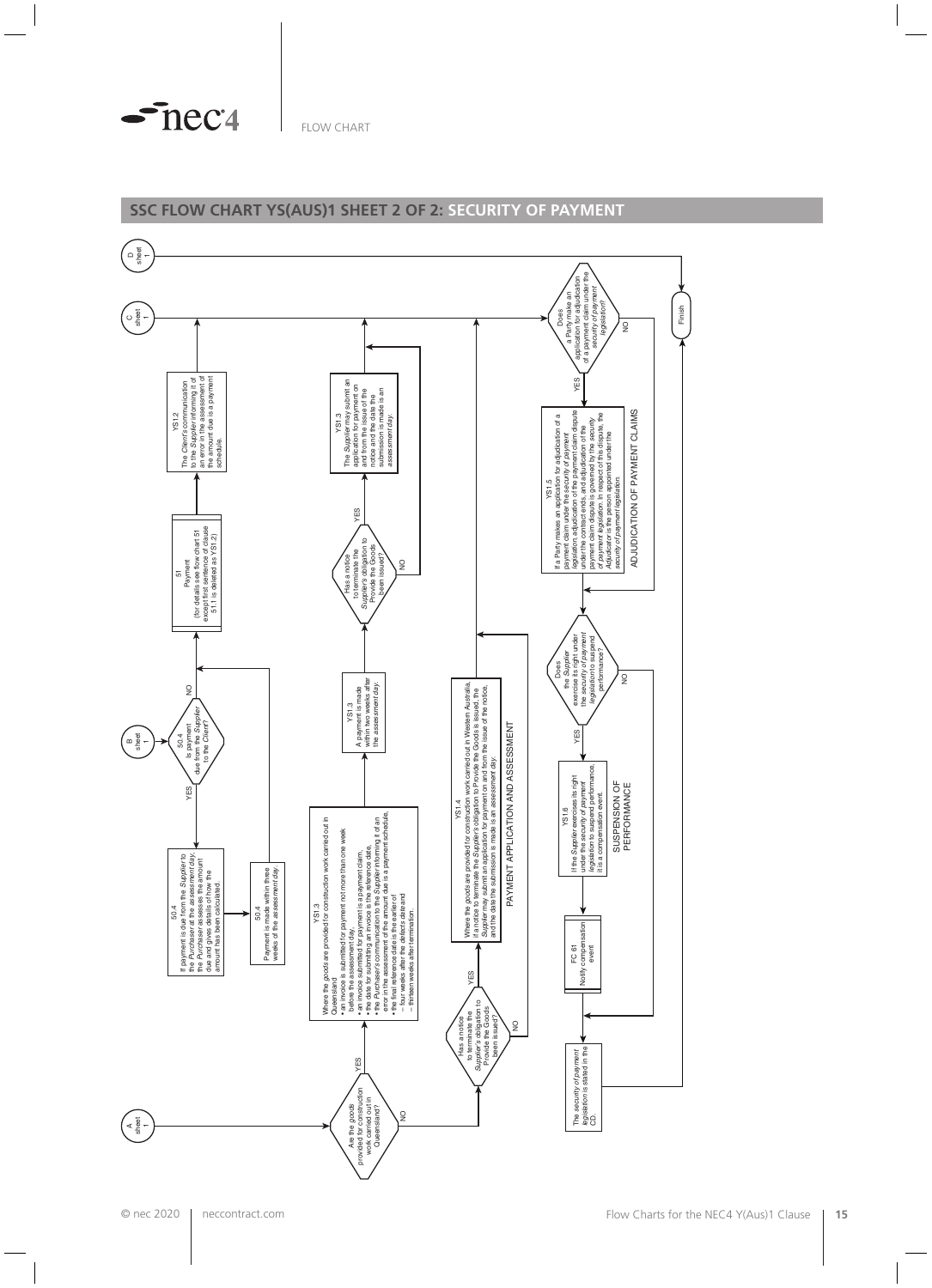FLOW CHART

## SSC FLOW CHART YS(AUS)1 SHEET 2 OF 2: SECURITY OF PAYMENT

A sheet 1

Are the goods provided for construction work carried out in Queensland?

YES

NO

YS1.3
Where the *goods* are provided for construction work carried out in Queensland
• an invoice is submitted for payment not more than one week before the assessment day,
• an invoice submitted for payment is a payment claim,
• the date for submitting an invoice is the reference date,
• the *Purchaser's* communication to the *Supplier* informing it of an error in the assessment of the amount due is a payment schedule,
• the final reference date is the earlier of
– four weeks after the *defects date* and
– thirteen weeks after termination.

YS1.3
A payment is made within two weeks after the *assessment day*.

Has a notice to terminate the *Supplier's* obligation to Provide the Goods been issued?

YES

NO

YS1.3
The *Supplier* may submit an application for payment on and from the issue of the notice and the date the submission is made is an *assessment day*.

Has a notice to terminate the *Supplier's* obligation to Provide the Goods been issued?

YES

NO

YS1.4
Where the *goods* are provided for construction work carried out in Western Australia, If a notice to terminate the *Supplier's* obligation to Provide the Goods is issued, the *Supplier* may submit an application for payment on and from the issue of the notice, and the date the submission is made is an *assessment day*.

PAYMENT APPLICATION AND ASSESSMENT

B sheet 1

50.4
Is payment due from the *Supplier* to the *Client*?

YES

NO

50.4
If payment is due from the *Supplier* to the *Purchaser* at the *assessment day*, the *Purchaser* assesses the amount due and gives details of how the amount has been calculated.

50.4
Payment is made within three weeks of the *assessment day*.

51
Payment
(for details see flow chart 51 except first sentence of clause 51.1 is deleted as YS1.2)

YS1.2
The *Client's* communication to the *Supplier* informing it of an error in the assessment of the amount due is a payment schedule.

C sheet 1

Does a Party make an application for adjudication of a payment claim under the *security of payment legislation*?

YES

NO

YS1.5
If a Party makes an application for adjudication of a payment claim under the *security of payment legislation*, adjudication of the payment claim dispute under the contract ends, and adjudication of the payment claim dispute is governed by the *security of payment legislation*. In respect of this dispute, the *Adjudicator* is the person appointed under the *security of payment legislation*.

ADJUDICATION OF PAYMENT CLAIMS

Does the *Supplier* exercise its right under the *security of payment legislation* to suspend performance?

YES

NO

YS1.6
If the *Supplier* exercises its right under the *security of payment legislation* to suspend performance, it is a compensation event.

SUSPENSION OF PERFORMANCE

FC 61
Notify compensation event

The *security of payment legislation* is stated in the CD.

D sheet 1

Finish

© nec 2020 | neccontract.com

Flow Charts for the NEC4 Y(Aus)1 Clause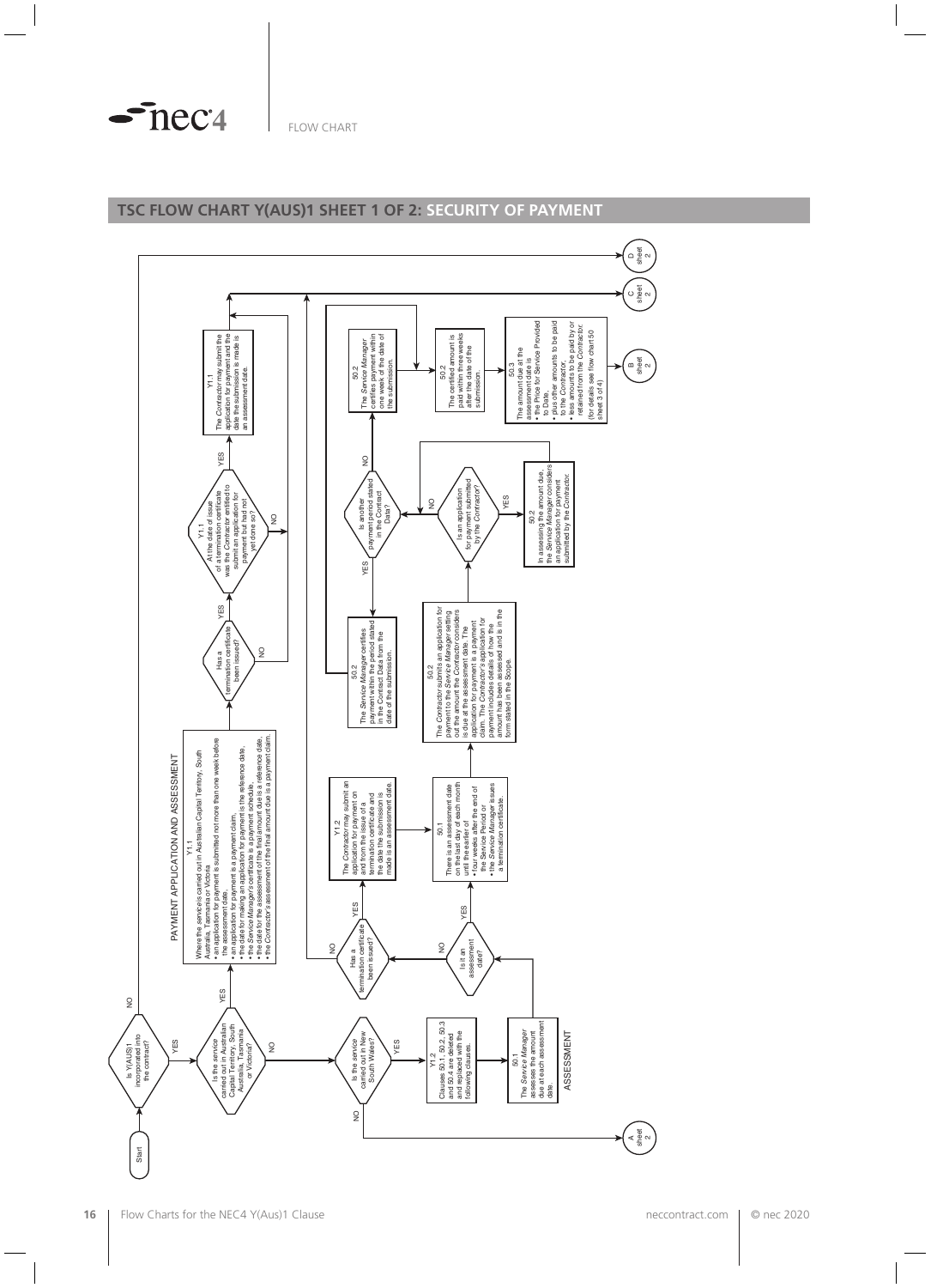FLOW CHART

## TSC FLOW CHART Y(AUS)1 SHEET 1 OF 2: SECURITY OF PAYMENT

Start

Is Y(AUS)1 incorporated into the contract?

NO

YES

Is the *service* carried out in Australian Capital Territory, South Australia, Tasmania or Victoria?

YES

NO

PAYMENT APPLICATION AND ASSESSMENT

Y1.1
Where the *service* is carried out in Australian Capital Territory, South Australia, Tasmania or Victoria
- an application for payment is submitted not more than one week before the assessment date,
- an application for payment is a payment claim,
- the date for making an application for payment is the reference date,
- the *Service Manager*'s certificate is a payment schedule,
- the date for the assessment of the final amount due is a reference date,
- the *Contractor*'s assessment of the final amount due is a payment claim.

Has a termination certificate been issued?

YES

NO

Y1.1
At the date of issue of a termination certificate was the *Contractor* entitled to submit an application for payment but had not yet done so?

YES

NO

Y1.1
The *Contractor* may submit the application for payment and the date the submission is made is an assessment date.

Is the *service* carried out in New South Wales?

YES

NO

Y1.2
Clauses 50.1, 50.2, 50.3 and 50.4 are deleted and replaced with the following clauses.

50.1
The *Service Manager* assesses the amount due at each assessment date

ASSESSMENT

Is it an assessment date?

NO

YES

Has a termination certificate been issued?

NO

YES

Y1.2
The *Contractor* may submit an application for payment on and from the issue of a termination certificate and the date the submission is made is an assessment date.

50.1
There is an assessment date on the last day of each month until the earlier of
- four weeks after the end of the Service Period or
- the *Service Manager* issues a termination certificate.

50.2
The *Contractor* submits an application for payment to the *Service Manager* setting out the amount the *Contractor* considers is due at the assessment date. The application for payment is a payment claim. The *Contractor*'s application for payment includes details of how the amount has been assessed and is in the form stated in the Scope.

50.2
The *Service Manager* certifies payment within the period stated in the Contract Data from the date of the submission.

Is an application for payment submitted by the *Contractor*?

YES

NO

50.2
In assessing the amount due, the *Service Manager* considers an application for payment submitted by the *Contractor*.

Is another payment period stated in the Contract Data?

YES

NO

50.2
The *Service Manager* certifies payment within one week of the date of the submission.

50.2
The certified amount is paid within three weeks after the date of the submission.

50.3
The amount due at the assessment date is
- the Price for Service Provided to Date,
- plus other amounts to be paid to the *Contractor*
- less amounts to be paid by or retained from the *Contractor*.
(for details see flow chart 50 sheet 3 of 4)

A sheet 2

B sheet 2

C sheet 2

D sheet 2

Flow Charts for the NEC4 Y(Aus)1 Clause

neccontract.com © nec 2020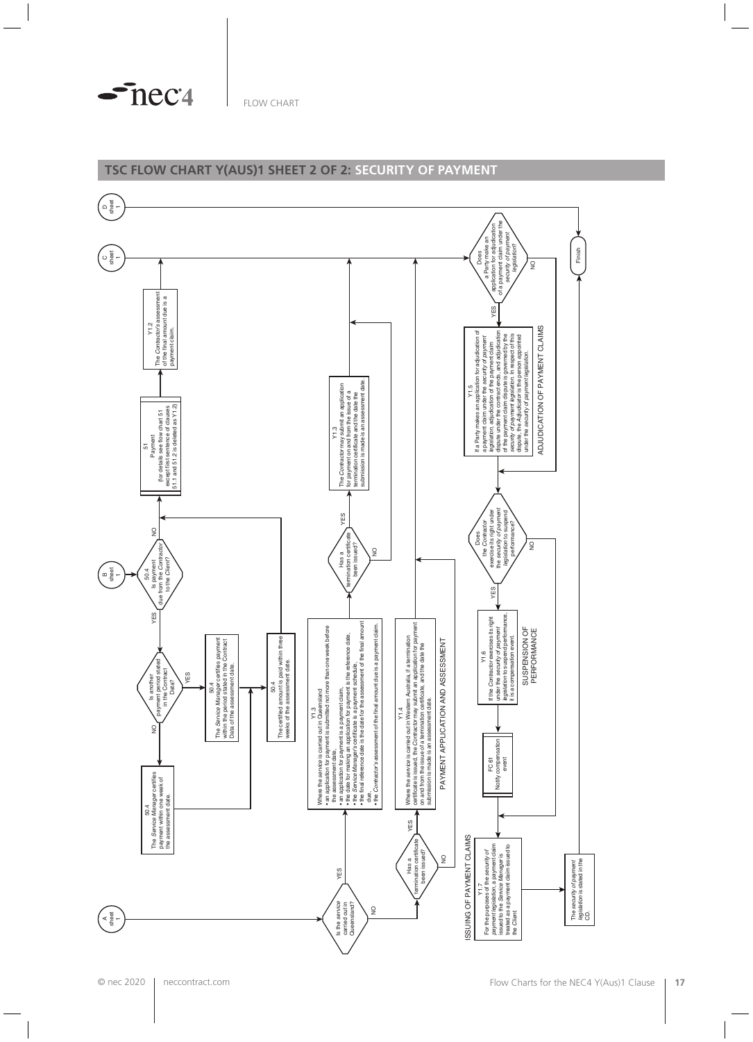## TSC FLOW CHART Y(AUS)1 SHEET 2 OF 2: SECURITY OF PAYMENT

B sheet 1

50.4
Is payment due from the *Contractor* to the *Client*?

YES

NO

Is another payment period stated in the Contract Data?

YES

NO

50.4
The *Service Manager* certifies payment within one week of the assessment date.

50.4
The *Service Manager* certifies payment within the period stated in the Contract Data of the assessment date.

50.4
The certified amount is paid within three weeks of the assessment date.

51
Payment
(for details see flow chart 51 except [ies] sentence of clauses 51.1 and 51.2 is deleted as Y1.2)

Y1.2
The *Contractor's* assessment of the final amount due is a payment claim.

C sheet 1

D sheet 1

A sheet 1

Is the *service* carried out in Queensland?

YES

NO

Y1.3
Where the *service* is carried out in Queensland
• an application for payment is submitted not more than one week before the assessment date,
• an application for payment is a payment claim,
• the date for making an application for payment is the reference date,
• the *Service Manager's* certificate is a payment schedule,
• the final reference date is the date for the assessment of the final amount due,
• the *Contractor's* assessment of the final amount due is a payment claim.

Has a termination certificate been issued?

YES

NO

Y1.3
The *Contractor* may submit an application for payment on and from the issue of a termination certificate and the date the submission is made is an assessment date.

Has a termination certificate been issued?

YES

NO

Y1.4
Where the *service* is carried out in Western Australia, if a termination certificate is issued, the *Contractor* may submit an application for payment on and from the issue of a termination certificate, and the date the submission is made is an assessment date.

PAYMENT APPLICATION AND ASSESSMENT

Does a Party make an application for adjudication of a payment claim under the *security of payment legislation*?

YES

NO

Y1.5
If a Party makes an application for adjudication of a payment claim under the *security of payment legislation*, adjudication of the payment claim dispute under the contract ends, and adjudication of the payment claim dispute is governed by the *security of payment legislation*. In respect of this dispute, the *Adjudicator* is the person appointed under the *security of payment legislation*.

ADJUDICATION OF PAYMENT CLAIMS

Does the *Contractor* exercise its right under the *security of payment legislation* to suspend performance?

YES

NO

Y1.6
If the *Contractor* exercises its right under the *security of payment legislation* to suspend performance, it is a compensation event.

SUSPENSION OF PERFORMANCE

FC 61
Notify compensation event

ISSUING OF PAYMENT CLAIMS

Y1.7
For the purposes of the *security of payment legislation*, a payment claim issued to the *Service Manager* is treated as a payment claim issued to the *Client*.

The *security of payment legislation* is stated in the CD.

Finish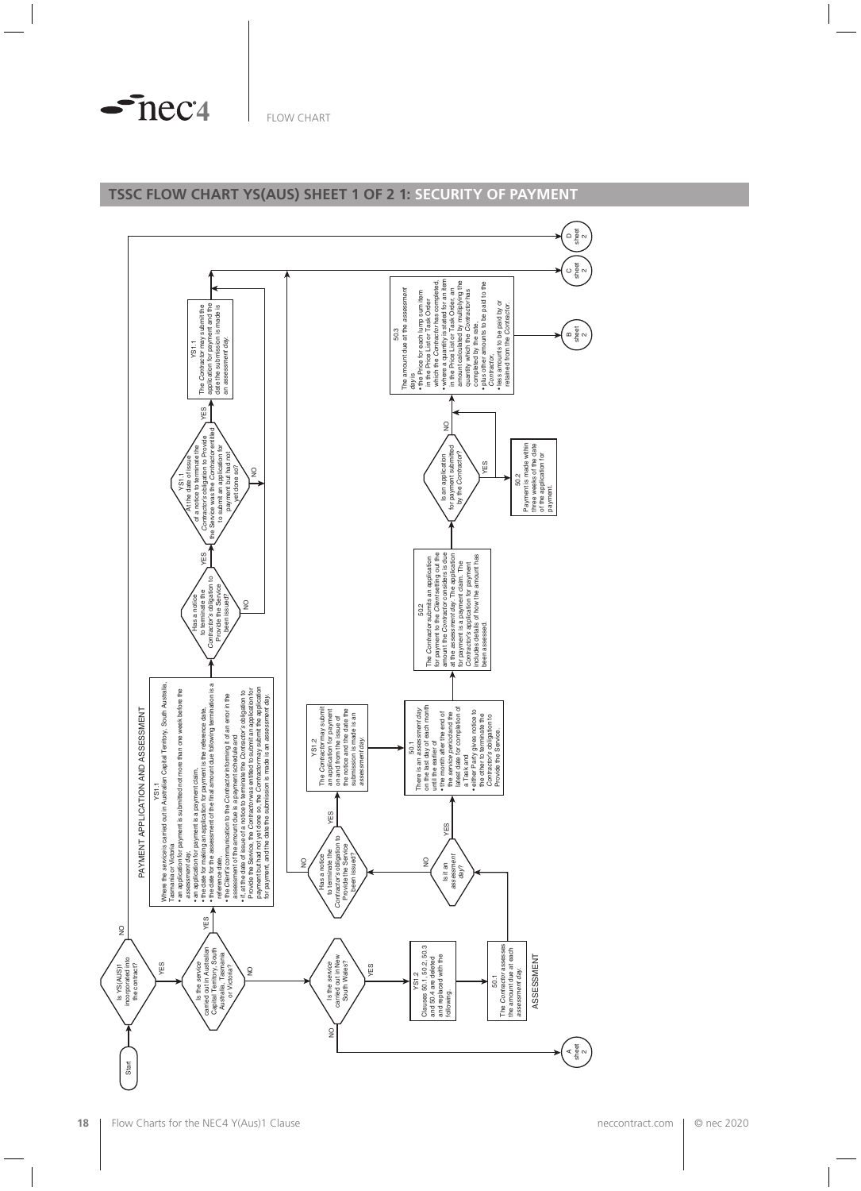## TSSC FLOW CHART YS(AUS) SHEET 1 OF 2 1: SECURITY OF PAYMENT

Start

Is YS(AUS)1 incorporated into the contract?

NO

YES

Is the *service* carried out in Australian Capital Territory, South Australia, Tasmania or Victoria?

YES

NO

PAYMENT APPLICATION AND ASSESSMENT

YS1.1
Where the *service* is carried out in Australian Capital Territory, South Australia, Tasmania or Victoria
- an application for payment is submitted not more than one week before the *assessment day*,
- an application for payment is a payment claim,
- the date for making an application for payment is the reference date,
- the date for the assessment of the final amount due following termination is a reference date,
- the *Client's* communication to the *Contractor* informing it of an error in the assessment of the amount due is a payment schedule and
- if, at the date of issue of a notice to terminate the *Contractor's* obligation to Provide the Service, the *Contractor* was entitled to submit an application for payment but had not yet done so, the *Contractor* may submit the application for payment, and the date the submission is made is an *assessment day*.

Has a notice to terminate the *Contractor's* obligation to Provide the Service been issued?

YES

NO

YS1.1
At the date of issue of a notice to terminate the *Contractor's* obligation to Provide the Service was the *Contractor* entitled to submit an application for payment but had not yet done so?

YES

NO

YS1.1
The *Contractor* may submit the application for payment and the date the submission is made is an *assessment day*.

Is the *service* carried out in New South Wales?

YES

NO

YS1.2
Clauses 50.1, 50.2, 50.3 and 50.4 are deleted and replaced with the following.

50.1
The *Contractor* assesses the amount due at each *assessment day*.

ASSESSMENT

Is it an *assessment day*?

NO

YES

Has a notice to terminate the *Contractor's* obligation to Provide the Service been issued?

NO

YES

YS1.2
The *Contractor* may submit an application for payment on and from the issue of the notice and the date the submission is made is an *assessment day*.

50.1
There is an *assessment day* on the last day of each month until the earlier of
- the month after the end of the *service period* and the latest date for completion of a Task and
- either Party gives notice to the other to terminate the *Contractor's* obligation to Provide the Service.

50.2
The *Contractor* submits an application for payment to the *Client* setting out the amount the *Contractor* considers is due at the *assessment day*. The application for payment is a payment claim. The *Contractor's* application for payment includes details of how the amount has been assessed.

Is an application for payment submitted by the *Contractor*?

YES

NO

50.2
Payment is made within three weeks of the date of the application for payment.

50.3
The amount due at the *assessment day* is
- the Price for each lump sum item in the Price List or Task Order which the *Contractor* has completed,
- where a quantity is stated for an item in the Price List or Task Order, an amount calculated by multiplying the quantity which the *Contractor* has completed by the rate,
- plus other amounts to be paid to the *Contractor*,
- less amounts to be paid by or retained from the *Contractor*.

A sheet 2

B sheet 2

C sheet 2

D sheet 2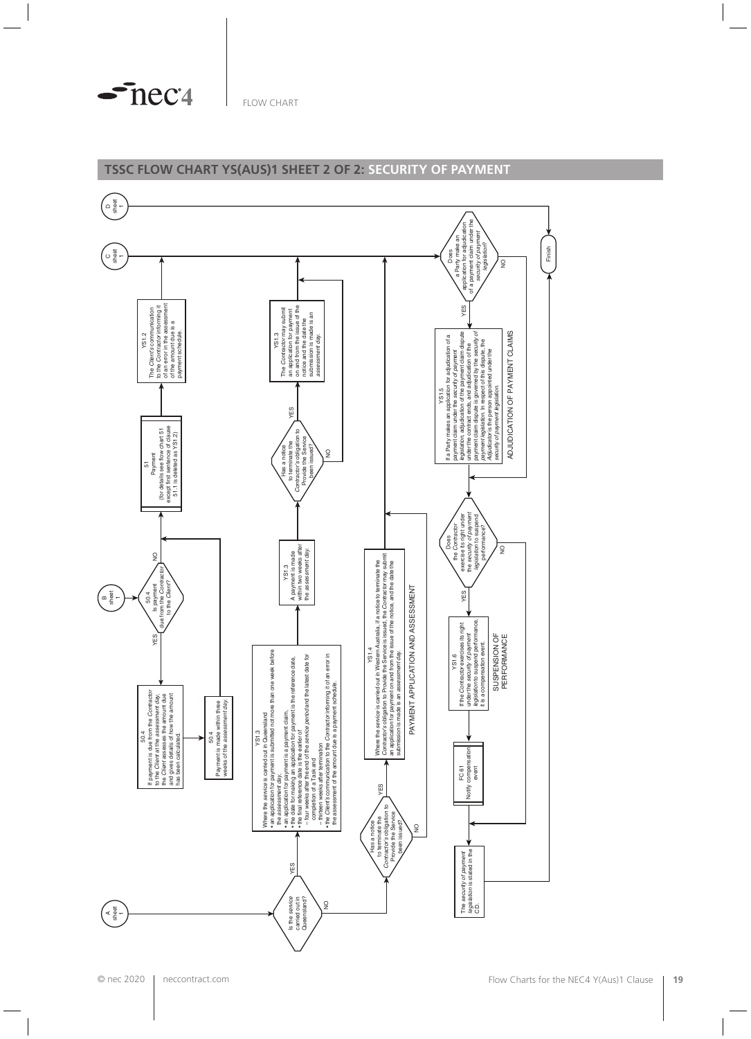# TSSC FLOW CHART YS(AUS)1 SHEET 2 OF 2: SECURITY OF PAYMENT

A sheet 1

Is the service carried out in Queensland?

YES

NO

YS1.3
Where the *service* is carried out in Queensland
• an application for payment is submitted not more than one week before the *assessment day*.
• an application for payment is a payment claim.
• the date for making an application for payment is the reference date.
• the final reference date is the earlier of
– four weeks after the end of the *service period* and the latest date for completion of a Task and
– thirteen weeks after termination
• the *Client's* communication to the *Contractor* informing it of an error in the assessment of the amount due is a payment schedule.

YS1.3
A payment is made within two weeks after the *assessment day*.

Has a notice to terminate the *Contractor's* obligation to Provide the Service been issued?

YES

NO

YS1.3
The *Contractor* may submit an application for payment on and from the issue of the notice and the date the submission is made is an *assessment day*.

Has a notice to terminate the *Contractor's* obligation to Provide the Service been issued?

YES

NO

YS1.4
Where the service is carried out in Western Australia, if a notice to terminate the *Contractor's* obligation to Provide the Service is issued, the *Contractor* may submit an application for payment on and from the issue of the notice, and the date the submission is made is an *assessment day*.

PAYMENT APPLICATION AND ASSESSMENT

B sheet 1

50.4
Is payment due from the *Contractor* to the *Client*?

YES

NO

50.4
If payment is due from the *Contractor* to the *Client* at the *assessment day*, the *Client* assesses the amount due and gives details of how the amount has been calculated.

50.4
Payment is made within three weeks of the *assessment day*.

51
Payment
(for details see flow chart 51 except first sentence of clause 51.1 is deleted as YS1.2)

YS1.2
The *Client's* communication to the *Contractor* informing it of an error in the assessment of the amount due is a payment schedule.

C sheet 1

D sheet 1

Does a Party make an application for adjudication of a payment claim under the *security of payment legislation*?

YES

NO

YS1.5
If a Party makes an application for adjudication of a payment claim under the *security of payment legislation*, adjudication of the payment claim dispute under the contract ends, and adjudication of the payment claim dispute is governed by the *security of payment legislation*. In respect of this dispute, the *Adjudicator* is the person appointed under the *security of payment legislation*.

ADJUDICATION OF PAYMENT CLAIMS

Does the *Contractor* exercise its right under the *security of payment legislation* to suspend performance?

YES

NO

YS1.6
If the *Contractor* exercises its right under the *security of payment legislation* to suspend performance, it is a compensation event.

SUSPENSION OF PERFORMANCE

FC 61
Notify compensation event

The *security of payment legislation* is stated in the CD.

Finish